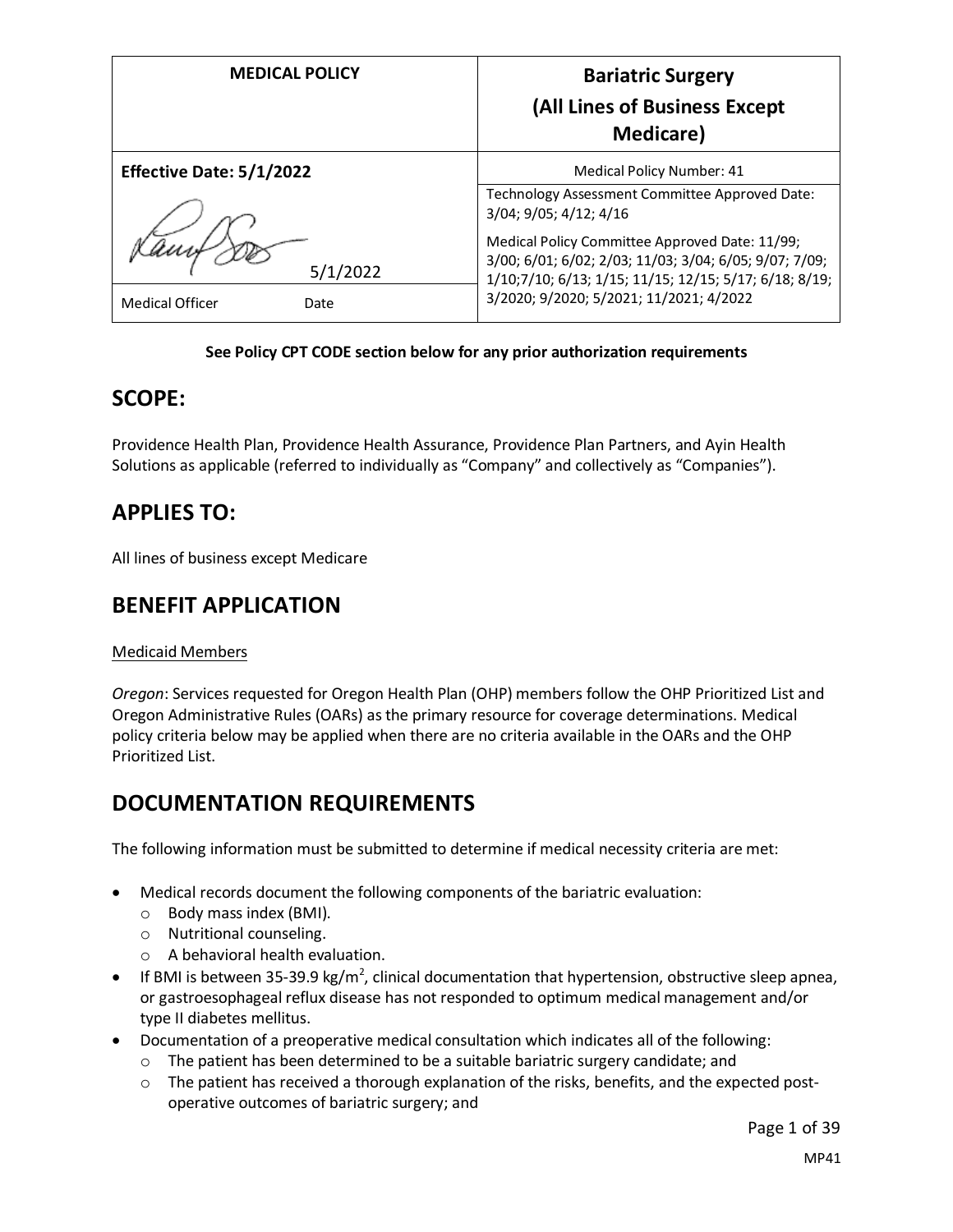| MEDICAL POLICY | Bariatric Surgery (All Lines of Business Except Medicare) |
|---|---|
| **Effective Date: 5/1/2022** | Medical Policy Number: 41 |
| 5/1/2022 | Technology Assessment Committee Approved Date: 3/04; 9/05; 4/12; 4/16 |
| Medical Officer Date | Medical Policy Committee Approved Date: 11/99; 3/00; 6/01; 6/02; 2/03; 11/03; 3/04; 6/05; 9/07; 7/09; 1/10;7/10; 6/13; 1/15; 11/15; 12/15; 5/17; 6/18; 8/19; 3/2020; 9/2020; 5/2021; 11/2021; 4/2022 |

**See Policy CPT CODE section below for any prior authorization requirements**

## SCOPE:

Providence Health Plan, Providence Health Assurance, Providence Plan Partners, and Ayin Health Solutions as applicable (referred to individually as "Company" and collectively as "Companies").

## APPLIES TO:

All lines of business except Medicare

## BENEFIT APPLICATION

Medicaid Members

*Oregon*: Services requested for Oregon Health Plan (OHP) members follow the OHP Prioritized List and Oregon Administrative Rules (OARs) as the primary resource for coverage determinations. Medical policy criteria below may be applied when there are no criteria available in the OARs and the OHP Prioritized List.

## DOCUMENTATION REQUIREMENTS

The following information must be submitted to determine if medical necessity criteria are met:

- Medical records document the following components of the bariatric evaluation:
  - Body mass index (BMI).
  - Nutritional counseling.
  - A behavioral health evaluation.
- If BMI is between 35-39.9 kg/m$^2$, clinical documentation that hypertension, obstructive sleep apnea, or gastroesophageal reflux disease has not responded to optimum medical management and/or type II diabetes mellitus.
- Documentation of a preoperative medical consultation which indicates all of the following:
  - The patient has been determined to be a suitable bariatric surgery candidate; and
  - The patient has received a thorough explanation of the risks, benefits, and the expected post-operative outcomes of bariatric surgery; and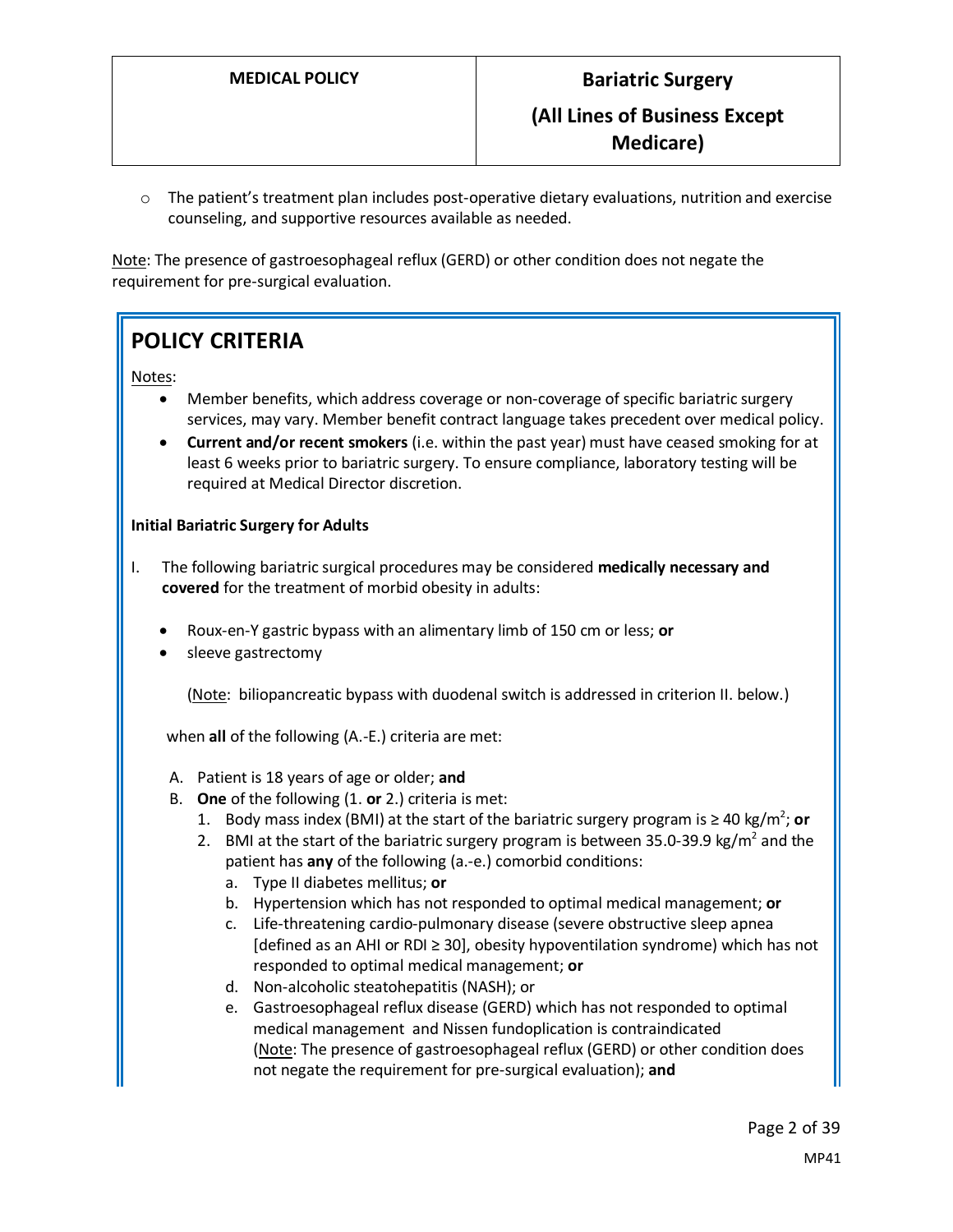- The patient's treatment plan includes post-operative dietary evaluations, nutrition and exercise counseling, and supportive resources available as needed.

Note: The presence of gastroesophageal reflux (GERD) or other condition does not negate the requirement for pre-surgical evaluation.

## POLICY CRITERIA

Notes:

- Member benefits, which address coverage or non-coverage of specific bariatric surgery services, may vary. Member benefit contract language takes precedent over medical policy.
- **Current and/or recent smokers** (i.e. within the past year) must have ceased smoking for at least 6 weeks prior to bariatric surgery. To ensure compliance, laboratory testing will be required at Medical Director discretion.

**Initial Bariatric Surgery for Adults**

I. The following bariatric surgical procedures may be considered **medically necessary and covered** for the treatment of morbid obesity in adults:

- Roux-en-Y gastric bypass with an alimentary limb of 150 cm or less; **or**
- sleeve gastrectomy

(Note: biliopancreatic bypass with duodenal switch is addressed in criterion II. below.)

when **all** of the following (A.-E.) criteria are met:

A. Patient is 18 years of age or older; **and**

B. **One** of the following (1. **or** 2.) criteria is met:

1. Body mass index (BMI) at the start of the bariatric surgery program is ≥ 40 kg/m$^2$; **or**
2. BMI at the start of the bariatric surgery program is between 35.0-39.9 kg/m$^2$ and the patient has **any** of the following (a.-e.) comorbid conditions:
   a. Type II diabetes mellitus; **or**
   b. Hypertension which has not responded to optimal medical management; **or**
   c. Life-threatening cardio-pulmonary disease (severe obstructive sleep apnea [defined as an AHI or RDI ≥ 30], obesity hypoventilation syndrome) which has not responded to optimal medical management; **or**
   d. Non-alcoholic steatohepatitis (NASH); or
   e. Gastroesophageal reflux disease (GERD) which has not responded to optimal medical management and Nissen fundoplication is contraindicated (Note: The presence of gastroesophageal reflux (GERD) or other condition does not negate the requirement for pre-surgical evaluation); **and**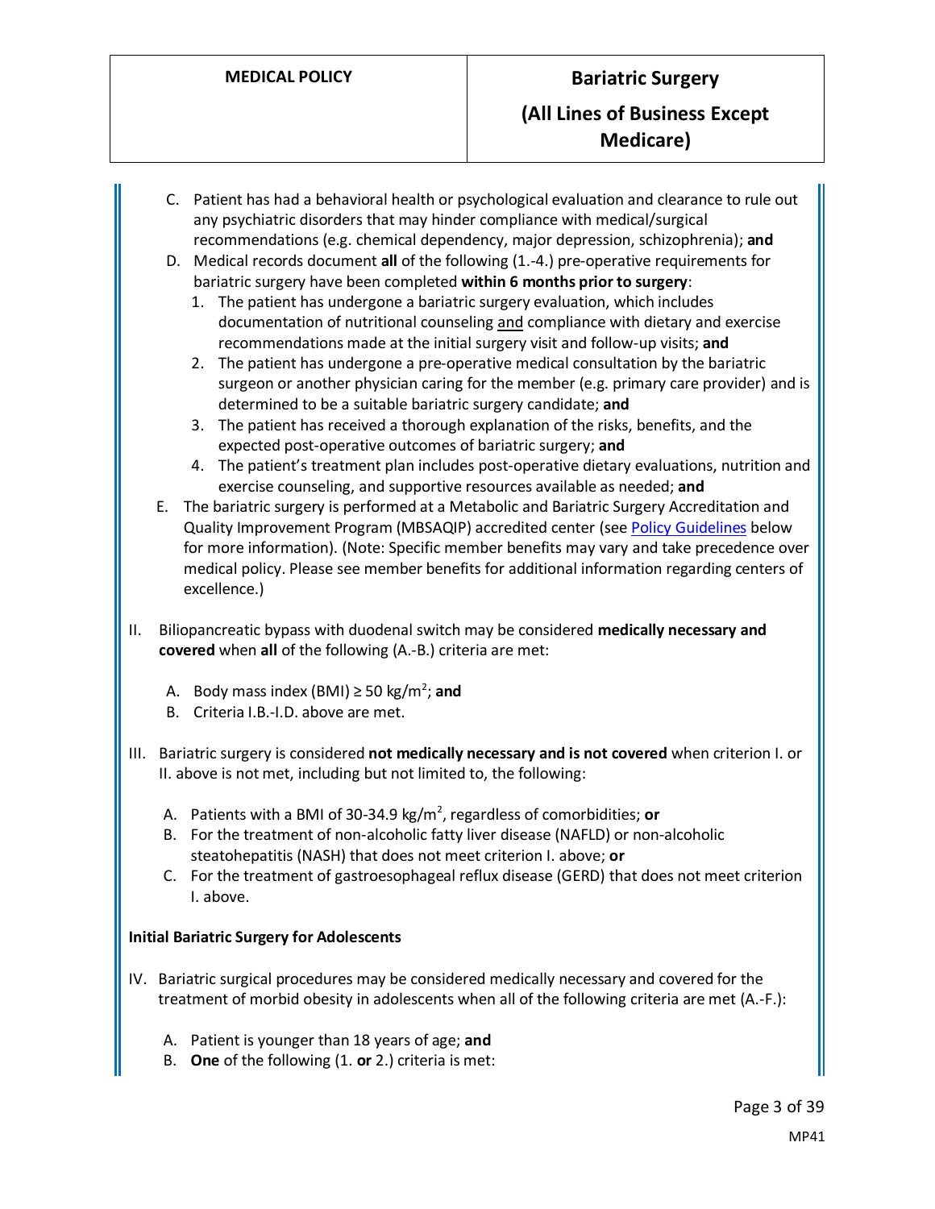C. Patient has had a behavioral health or psychological evaluation and clearance to rule out any psychiatric disorders that may hinder compliance with medical/surgical recommendations (e.g. chemical dependency, major depression, schizophrenia); **and**

D. Medical records document **all** of the following (1.-4.) pre-operative requirements for bariatric surgery have been completed **within 6 months prior to surgery**:

1. The patient has undergone a bariatric surgery evaluation, which includes documentation of nutritional counseling and compliance with dietary and exercise recommendations made at the initial surgery visit and follow-up visits; **and**
2. The patient has undergone a pre-operative medical consultation by the bariatric surgeon or another physician caring for the member (e.g. primary care provider) and is determined to be a suitable bariatric surgery candidate; **and**
3. The patient has received a thorough explanation of the risks, benefits, and the expected post-operative outcomes of bariatric surgery; **and**
4. The patient's treatment plan includes post-operative dietary evaluations, nutrition and exercise counseling, and supportive resources available as needed; **and**

E. The bariatric surgery is performed at a Metabolic and Bariatric Surgery Accreditation and Quality Improvement Program (MBSAQIP) accredited center (see Policy Guidelines below for more information). (Note: Specific member benefits may vary and take precedence over medical policy. Please see member benefits for additional information regarding centers of excellence.)

II. Biliopancreatic bypass with duodenal switch may be considered **medically necessary and covered** when **all** of the following (A.-B.) criteria are met:

A. Body mass index (BMI) ≥ 50 kg/m$^2$; **and**

B. Criteria I.B.-I.D. above are met.

III. Bariatric surgery is considered **not medically necessary and is not covered** when criterion I. or II. above is not met, including but not limited to, the following:

A. Patients with a BMI of 30-34.9 kg/m$^2$, regardless of comorbidities; **or**

B. For the treatment of non-alcoholic fatty liver disease (NAFLD) or non-alcoholic steatohepatitis (NASH) that does not meet criterion I. above; **or**

C. For the treatment of gastroesophageal reflux disease (GERD) that does not meet criterion I. above.

**Initial Bariatric Surgery for Adolescents**

IV. Bariatric surgical procedures may be considered medically necessary and covered for the treatment of morbid obesity in adolescents when all of the following criteria are met (A.-F.):

A. Patient is younger than 18 years of age; **and**

B. **One** of the following (1. **or** 2.) criteria is met: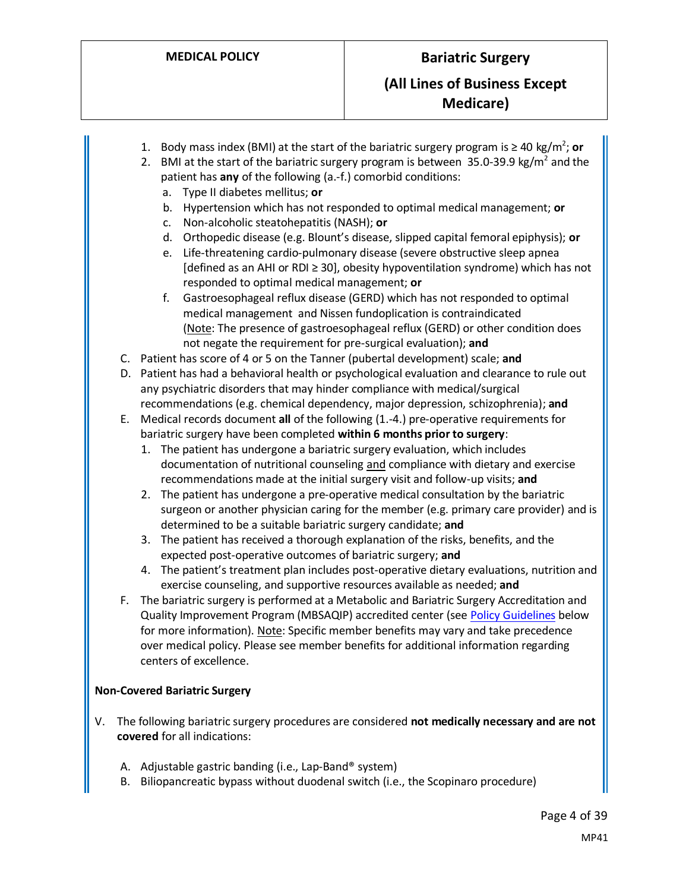1. Body mass index (BMI) at the start of the bariatric surgery program is ≥ 40 kg/m$^2$; **or**
2. BMI at the start of the bariatric surgery program is between 35.0-39.9 kg/m$^2$ and the patient has **any** of the following (a.-f.) comorbid conditions:
   a. Type II diabetes mellitus; **or**
   b. Hypertension which has not responded to optimal medical management; **or**
   c. Non-alcoholic steatohepatitis (NASH); **or**
   d. Orthopedic disease (e.g. Blount's disease, slipped capital femoral epiphysis); **or**
   e. Life-threatening cardio-pulmonary disease (severe obstructive sleep apnea [defined as an AHI or RDI ≥ 30], obesity hypoventilation syndrome) which has not responded to optimal medical management; **or**
   f. Gastroesophageal reflux disease (GERD) which has not responded to optimal medical management and Nissen fundoplication is contraindicated (<u>Note</u>: The presence of gastroesophageal reflux (GERD) or other condition does not negate the requirement for pre-surgical evaluation); **and**

C. Patient has score of 4 or 5 on the Tanner (pubertal development) scale; **and**

D. Patient has had a behavioral health or psychological evaluation and clearance to rule out any psychiatric disorders that may hinder compliance with medical/surgical recommendations (e.g. chemical dependency, major depression, schizophrenia); **and**

E. Medical records document **all** of the following (1.-4.) pre-operative requirements for bariatric surgery have been completed **within 6 months prior to surgery**:
   1. The patient has undergone a bariatric surgery evaluation, which includes documentation of nutritional counseling <u>and</u> compliance with dietary and exercise recommendations made at the initial surgery visit and follow-up visits; **and**
   2. The patient has undergone a pre-operative medical consultation by the bariatric surgeon or another physician caring for the member (e.g. primary care provider) and is determined to be a suitable bariatric surgery candidate; **and**
   3. The patient has received a thorough explanation of the risks, benefits, and the expected post-operative outcomes of bariatric surgery; **and**
   4. The patient's treatment plan includes post-operative dietary evaluations, nutrition and exercise counseling, and supportive resources available as needed; **and**

F. The bariatric surgery is performed at a Metabolic and Bariatric Surgery Accreditation and Quality Improvement Program (MBSAQIP) accredited center (see Policy Guidelines below for more information). <u>Note</u>: Specific member benefits may vary and take precedence over medical policy. Please see member benefits for additional information regarding centers of excellence.

**Non-Covered Bariatric Surgery**

V. The following bariatric surgery procedures are considered **not medically necessary and are not covered** for all indications:

   A. Adjustable gastric banding (i.e., Lap-Band® system)
   B. Biliopancreatic bypass without duodenal switch (i.e., the Scopinaro procedure)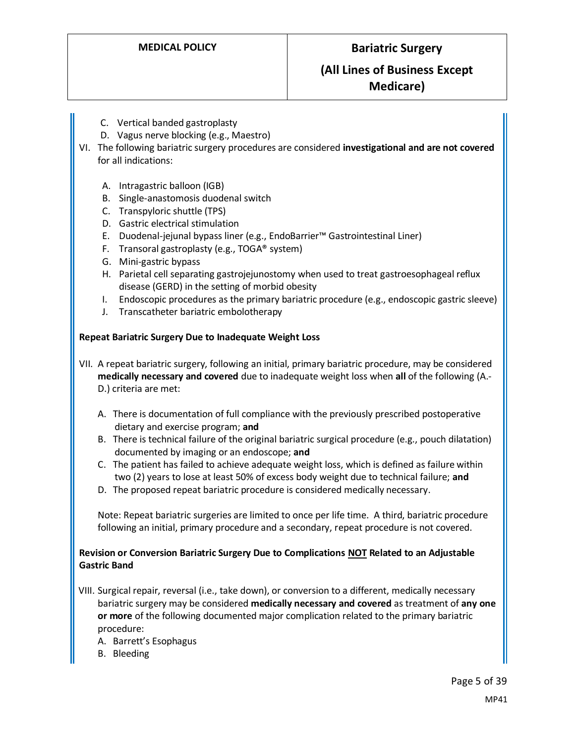C. Vertical banded gastroplasty
D. Vagus nerve blocking (e.g., Maestro)

VI. The following bariatric surgery procedures are considered **investigational and are not covered** for all indications:

A. Intragastric balloon (IGB)
B. Single-anastomosis duodenal switch
C. Transpyloric shuttle (TPS)
D. Gastric electrical stimulation
E. Duodenal-jejunal bypass liner (e.g., EndoBarrier™ Gastrointestinal Liner)
F. Transoral gastroplasty (e.g., TOGA® system)
G. Mini-gastric bypass
H. Parietal cell separating gastrojejunostomy when used to treat gastroesophageal reflux disease (GERD) in the setting of morbid obesity
I. Endoscopic procedures as the primary bariatric procedure (e.g., endoscopic gastric sleeve)
J. Transcatheter bariatric embolotherapy

**Repeat Bariatric Surgery Due to Inadequate Weight Loss**

VII. A repeat bariatric surgery, following an initial, primary bariatric procedure, may be considered **medically necessary and covered** due to inadequate weight loss when **all** of the following (A.-D.) criteria are met:

A. There is documentation of full compliance with the previously prescribed postoperative dietary and exercise program; **and**
B. There is technical failure of the original bariatric surgical procedure (e.g., pouch dilatation) documented by imaging or an endoscope; **and**
C. The patient has failed to achieve adequate weight loss, which is defined as failure within two (2) years to lose at least 50% of excess body weight due to technical failure; **and**
D. The proposed repeat bariatric procedure is considered medically necessary.

Note: Repeat bariatric surgeries are limited to once per life time. A third, bariatric procedure following an initial, primary procedure and a secondary, repeat procedure is not covered.

**Revision or Conversion Bariatric Surgery Due to Complications NOT Related to an Adjustable Gastric Band**

VIII. Surgical repair, reversal (i.e., take down), or conversion to a different, medically necessary bariatric surgery may be considered **medically necessary and covered** as treatment of **any one or more** of the following documented major complication related to the primary bariatric procedure:

A. Barrett's Esophagus
B. Bleeding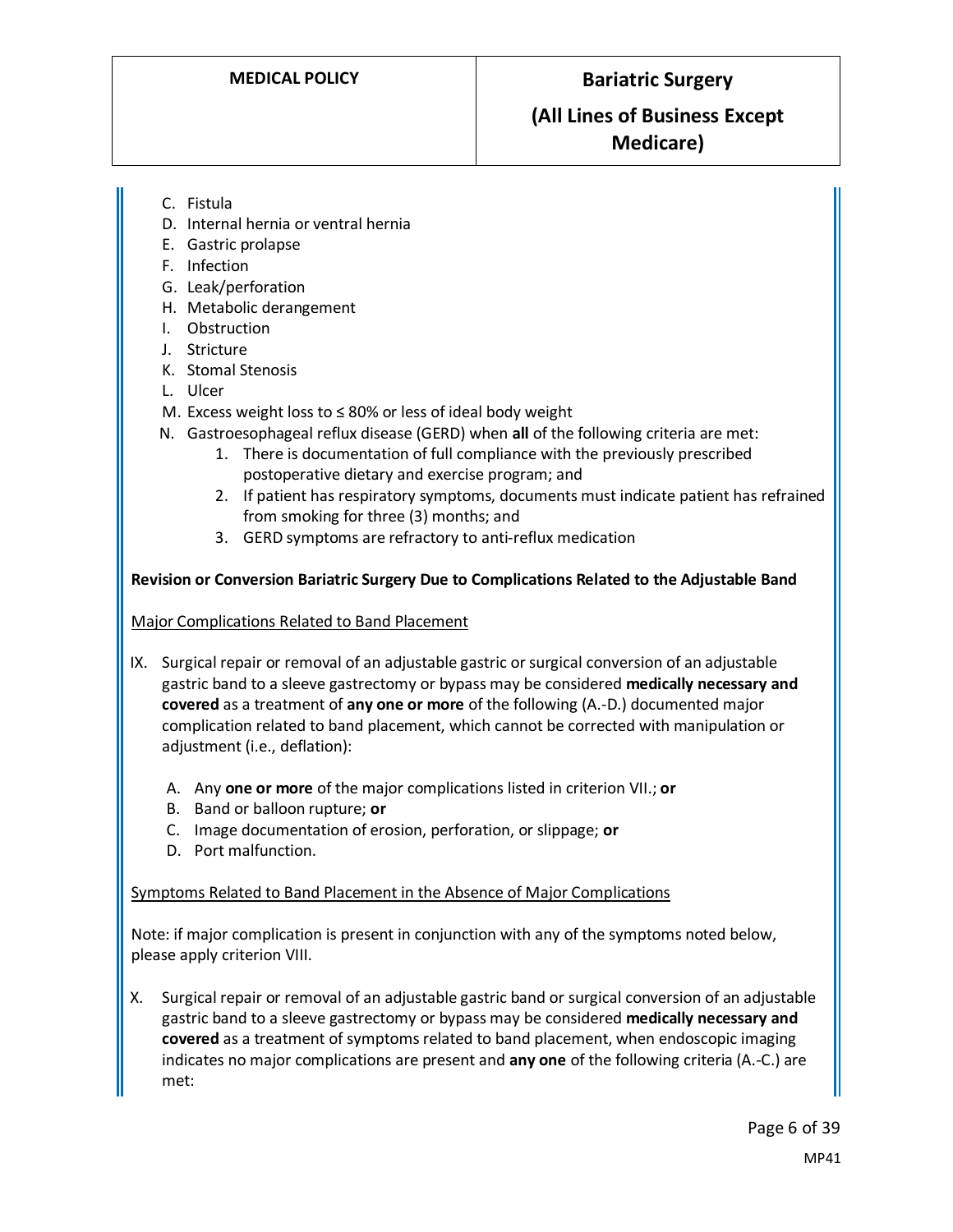C. Fistula
D. Internal hernia or ventral hernia
E. Gastric prolapse
F. Infection
G. Leak/perforation
H. Metabolic derangement
I. Obstruction
J. Stricture
K. Stomal Stenosis
L. Ulcer
M. Excess weight loss to ≤ 80% or less of ideal body weight
N. Gastroesophageal reflux disease (GERD) when **all** of the following criteria are met:
    1. There is documentation of full compliance with the previously prescribed postoperative dietary and exercise program; and
    2. If patient has respiratory symptoms, documents must indicate patient has refrained from smoking for three (3) months; and
    3. GERD symptoms are refractory to anti-reflux medication

**Revision or Conversion Bariatric Surgery Due to Complications Related to the Adjustable Band**

<u>Major Complications Related to Band Placement</u>

IX. Surgical repair or removal of an adjustable gastric or surgical conversion of an adjustable gastric band to a sleeve gastrectomy or bypass may be considered **medically necessary and covered** as a treatment of **any one or more** of the following (A.-D.) documented major complication related to band placement, which cannot be corrected with manipulation or adjustment (i.e., deflation):

   A. Any **one or more** of the major complications listed in criterion VII.; **or**
   B. Band or balloon rupture; **or**
   C. Image documentation of erosion, perforation, or slippage; **or**
   D. Port malfunction.

<u>Symptoms Related to Band Placement in the Absence of Major Complications</u>

Note: if major complication is present in conjunction with any of the symptoms noted below, please apply criterion VIII.

X. Surgical repair or removal of an adjustable gastric band or surgical conversion of an adjustable gastric band to a sleeve gastrectomy or bypass may be considered **medically necessary and covered** as a treatment of symptoms related to band placement, when endoscopic imaging indicates no major complications are present and **any one** of the following criteria (A.-C.) are met: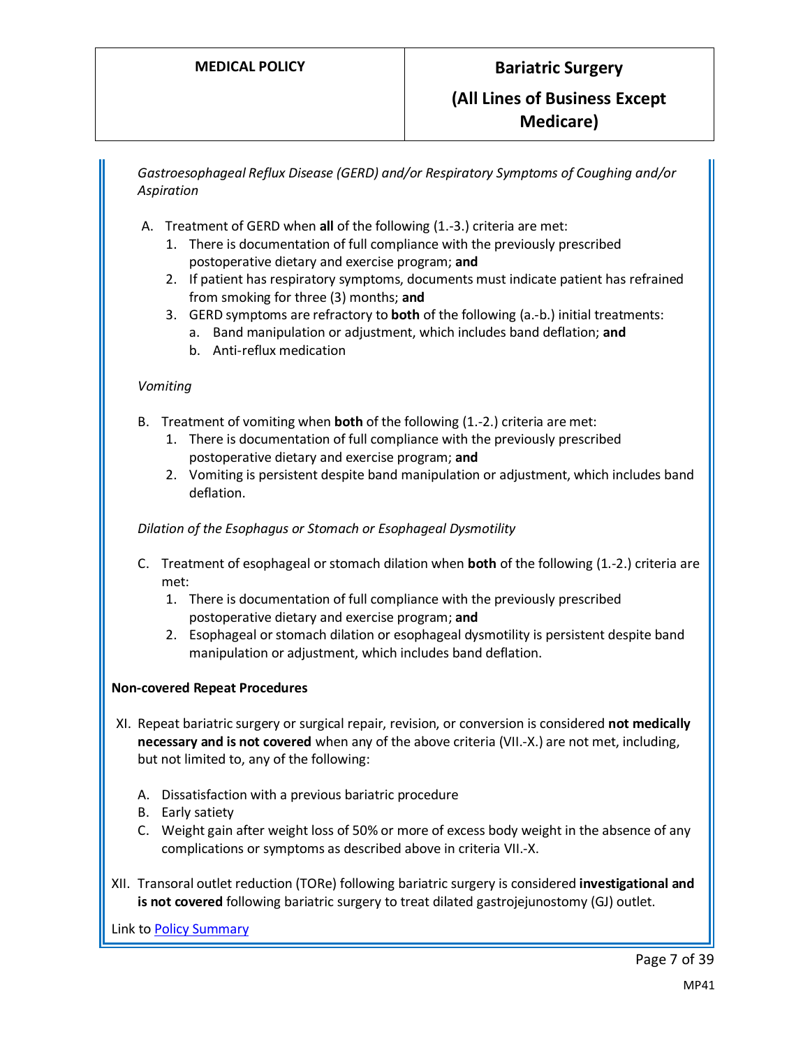*Gastroesophageal Reflux Disease (GERD) and/or Respiratory Symptoms of Coughing and/or Aspiration*

A. Treatment of GERD when **all** of the following (1.-3.) criteria are met:
   1. There is documentation of full compliance with the previously prescribed postoperative dietary and exercise program; **and**
   2. If patient has respiratory symptoms, documents must indicate patient has refrained from smoking for three (3) months; **and**
   3. GERD symptoms are refractory to **both** of the following (a.-b.) initial treatments:
      a. Band manipulation or adjustment, which includes band deflation; **and**
      b. Anti-reflux medication

*Vomiting*

B. Treatment of vomiting when **both** of the following (1.-2.) criteria are met:
   1. There is documentation of full compliance with the previously prescribed postoperative dietary and exercise program; **and**
   2. Vomiting is persistent despite band manipulation or adjustment, which includes band deflation.

*Dilation of the Esophagus or Stomach or Esophageal Dysmotility*

C. Treatment of esophageal or stomach dilation when **both** of the following (1.-2.) criteria are met:
   1. There is documentation of full compliance with the previously prescribed postoperative dietary and exercise program; **and**
   2. Esophageal or stomach dilation or esophageal dysmotility is persistent despite band manipulation or adjustment, which includes band deflation.

**Non-covered Repeat Procedures**

XI. Repeat bariatric surgery or surgical repair, revision, or conversion is considered **not medically necessary and is not covered** when any of the above criteria (VII.-X.) are not met, including, but not limited to, any of the following:

   A. Dissatisfaction with a previous bariatric procedure
   B. Early satiety
   C. Weight gain after weight loss of 50% or more of excess body weight in the absence of any complications or symptoms as described above in criteria VII.-X.

XII. Transoral outlet reduction (TORe) following bariatric surgery is considered **investigational and is not covered** following bariatric surgery to treat dilated gastrojejunostomy (GJ) outlet.

Link to Policy Summary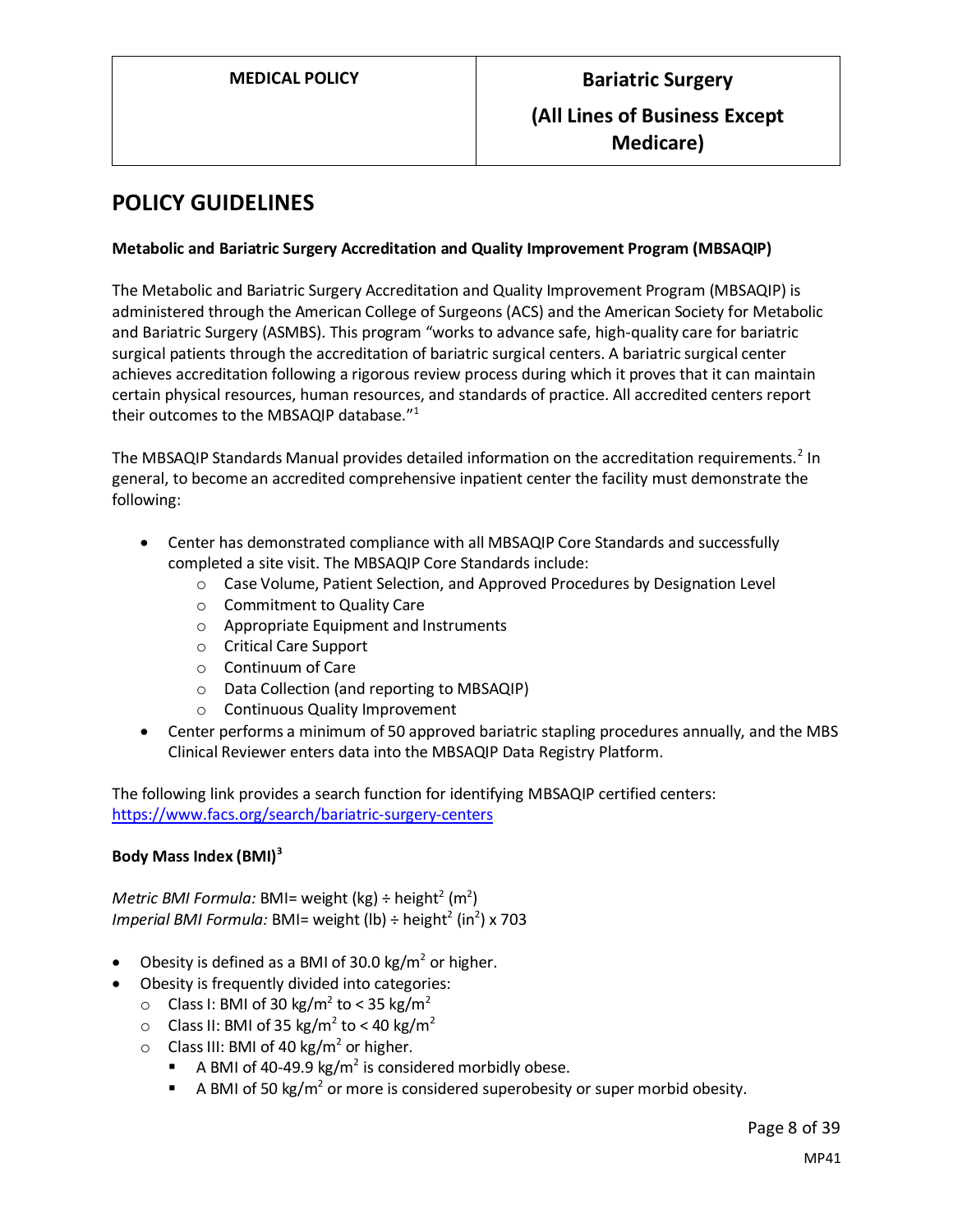## POLICY GUIDELINES

**Metabolic and Bariatric Surgery Accreditation and Quality Improvement Program (MBSAQIP)**

The Metabolic and Bariatric Surgery Accreditation and Quality Improvement Program (MBSAQIP) is administered through the American College of Surgeons (ACS) and the American Society for Metabolic and Bariatric Surgery (ASMBS). This program "works to advance safe, high-quality care for bariatric surgical patients through the accreditation of bariatric surgical centers. A bariatric surgical center achieves accreditation following a rigorous review process during which it proves that it can maintain certain physical resources, human resources, and standards of practice. All accredited centers report their outcomes to the MBSAQIP database."[1]

The MBSAQIP Standards Manual provides detailed information on the accreditation requirements.[2] In general, to become an accredited comprehensive inpatient center the facility must demonstrate the following:

- Center has demonstrated compliance with all MBSAQIP Core Standards and successfully completed a site visit. The MBSAQIP Core Standards include:
  - Case Volume, Patient Selection, and Approved Procedures by Designation Level
  - Commitment to Quality Care
  - Appropriate Equipment and Instruments
  - Critical Care Support
  - Continuum of Care
  - Data Collection (and reporting to MBSAQIP)
  - Continuous Quality Improvement
- Center performs a minimum of 50 approved bariatric stapling procedures annually, and the MBS Clinical Reviewer enters data into the MBSAQIP Data Registry Platform.

The following link provides a search function for identifying MBSAQIP certified centers: [https://www.facs.org/search/bariatric-surgery-centers](https://www.facs.org/search/bariatric-surgery-centers)

**Body Mass Index (BMI)[3]**

*Metric BMI Formula:* BMI= weight (kg) ÷ height$^2$ (m$^2$)
*Imperial BMI Formula:* BMI= weight (lb) ÷ height$^2$ (in$^2$) x 703

- Obesity is defined as a BMI of 30.0 kg/m$^2$ or higher.
- Obesity is frequently divided into categories:
  - Class I: BMI of 30 kg/m$^2$ to < 35 kg/m$^2$
  - Class II: BMI of 35 kg/m$^2$ to < 40 kg/m$^2$
  - Class III: BMI of 40 kg/m$^2$ or higher.
    - A BMI of 40-49.9 kg/m$^2$ is considered morbidly obese.
    - A BMI of 50 kg/m$^2$ or more is considered superobesity or super morbid obesity.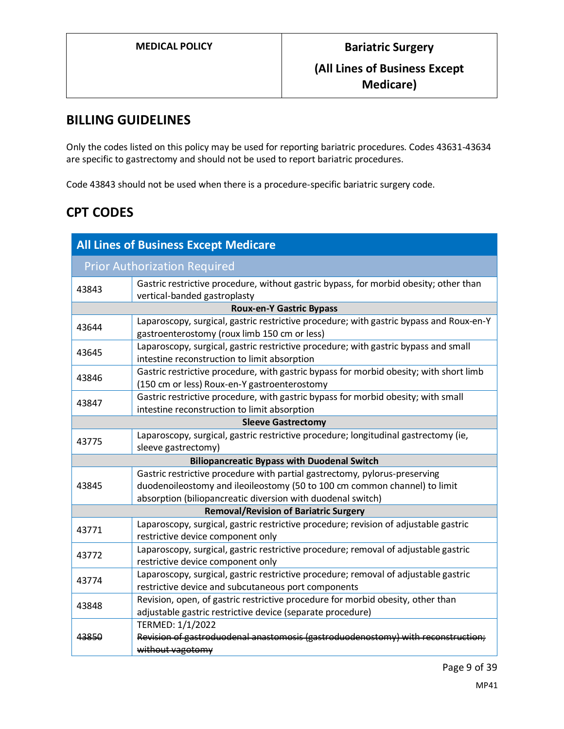## BILLING GUIDELINES

Only the codes listed on this policy may be used for reporting bariatric procedures. Codes 43631-43634 are specific to gastrectomy and should not be used to report bariatric procedures.

Code 43843 should not be used when there is a procedure-specific bariatric surgery code.

## CPT CODES

| All Lines of Business Except Medicare | |
|---|---|
| **Prior Authorization Required** | |
| 43843 | Gastric restrictive procedure, without gastric bypass, for morbid obesity; other than vertical-banded gastroplasty |
| **Roux-en-Y Gastric Bypass** | |
| 43644 | Laparoscopy, surgical, gastric restrictive procedure; with gastric bypass and Roux-en-Y gastroenterostomy (roux limb 150 cm or less) |
| 43645 | Laparoscopy, surgical, gastric restrictive procedure; with gastric bypass and small intestine reconstruction to limit absorption |
| 43846 | Gastric restrictive procedure, with gastric bypass for morbid obesity; with short limb (150 cm or less) Roux-en-Y gastroenterostomy |
| 43847 | Gastric restrictive procedure, with gastric bypass for morbid obesity; with small intestine reconstruction to limit absorption |
| **Sleeve Gastrectomy** | |
| 43775 | Laparoscopy, surgical, gastric restrictive procedure; longitudinal gastrectomy (ie, sleeve gastrectomy) |
| **Biliopancreatic Bypass with Duodenal Switch** | |
| 43845 | Gastric restrictive procedure with partial gastrectomy, pylorus-preserving duodenoileostomy and ileoileostomy (50 to 100 cm common channel) to limit absorption (biliopancreatic diversion with duodenal switch) |
| **Removal/Revision of Bariatric Surgery** | |
| 43771 | Laparoscopy, surgical, gastric restrictive procedure; revision of adjustable gastric restrictive device component only |
| 43772 | Laparoscopy, surgical, gastric restrictive procedure; removal of adjustable gastric restrictive device component only |
| 43774 | Laparoscopy, surgical, gastric restrictive procedure; removal of adjustable gastric restrictive device and subcutaneous port components |
| 43848 | Revision, open, of gastric restrictive procedure for morbid obesity, other than adjustable gastric restrictive device (separate procedure) |
| ~~43850~~ | TERMED: 1/1/2022<br>~~Revision of gastroduodenal anastomosis (gastroduodenostomy) with reconstruction; without vagotomy~~ |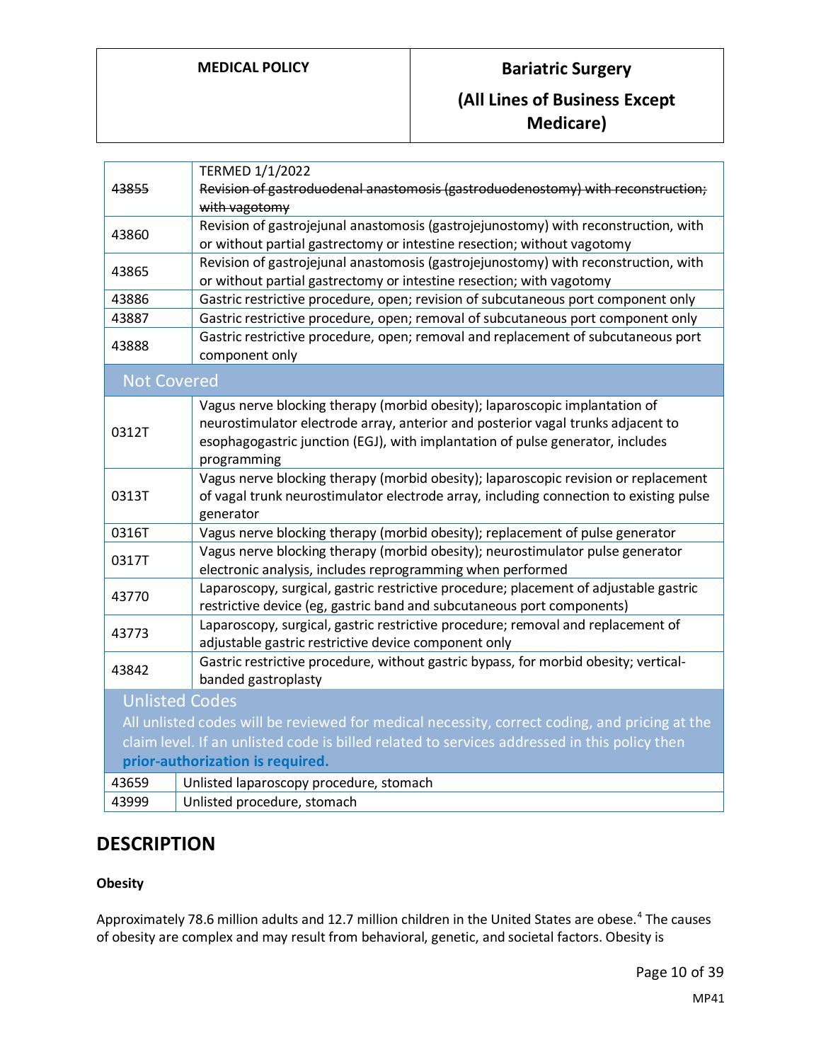| | |
|---|---|
| ~~43855~~ | TERMED 1/1/2022<br>~~Revision of gastroduodenal anastomosis (gastroduodenostomy) with reconstruction; with vagotomy~~ |
| 43860 | Revision of gastrojejunal anastomosis (gastrojejunostomy) with reconstruction, with or without partial gastrectomy or intestine resection; without vagotomy |
| 43865 | Revision of gastrojejunal anastomosis (gastrojejunostomy) with reconstruction, with or without partial gastrectomy or intestine resection; with vagotomy |
| 43886 | Gastric restrictive procedure, open; revision of subcutaneous port component only |
| 43887 | Gastric restrictive procedure, open; removal of subcutaneous port component only |
| 43888 | Gastric restrictive procedure, open; removal and replacement of subcutaneous port component only |
| **Not Covered** | |
| 0312T | Vagus nerve blocking therapy (morbid obesity); laparoscopic implantation of neurostimulator electrode array, anterior and posterior vagal trunks adjacent to esophagogastric junction (EGJ), with implantation of pulse generator, includes programming |
| 0313T | Vagus nerve blocking therapy (morbid obesity); laparoscopic revision or replacement of vagal trunk neurostimulator electrode array, including connection to existing pulse generator |
| 0316T | Vagus nerve blocking therapy (morbid obesity); replacement of pulse generator |
| 0317T | Vagus nerve blocking therapy (morbid obesity); neurostimulator pulse generator electronic analysis, includes reprogramming when performed |
| 43770 | Laparoscopy, surgical, gastric restrictive procedure; placement of adjustable gastric restrictive device (eg, gastric band and subcutaneous port components) |
| 43773 | Laparoscopy, surgical, gastric restrictive procedure; removal and replacement of adjustable gastric restrictive device component only |
| 43842 | Gastric restrictive procedure, without gastric bypass, for morbid obesity; vertical-banded gastroplasty |
| **Unlisted Codes**<br>All unlisted codes will be reviewed for medical necessity, correct coding, and pricing at the claim level. If an unlisted code is billed related to services addressed in this policy then **prior-authorization is required.** | |
| 43659 | Unlisted laparoscopy procedure, stomach |
| 43999 | Unlisted procedure, stomach |

## DESCRIPTION

### Obesity

Approximately 78.6 million adults and 12.7 million children in the United States are obese.[4] The causes of obesity are complex and may result from behavioral, genetic, and societal factors. Obesity is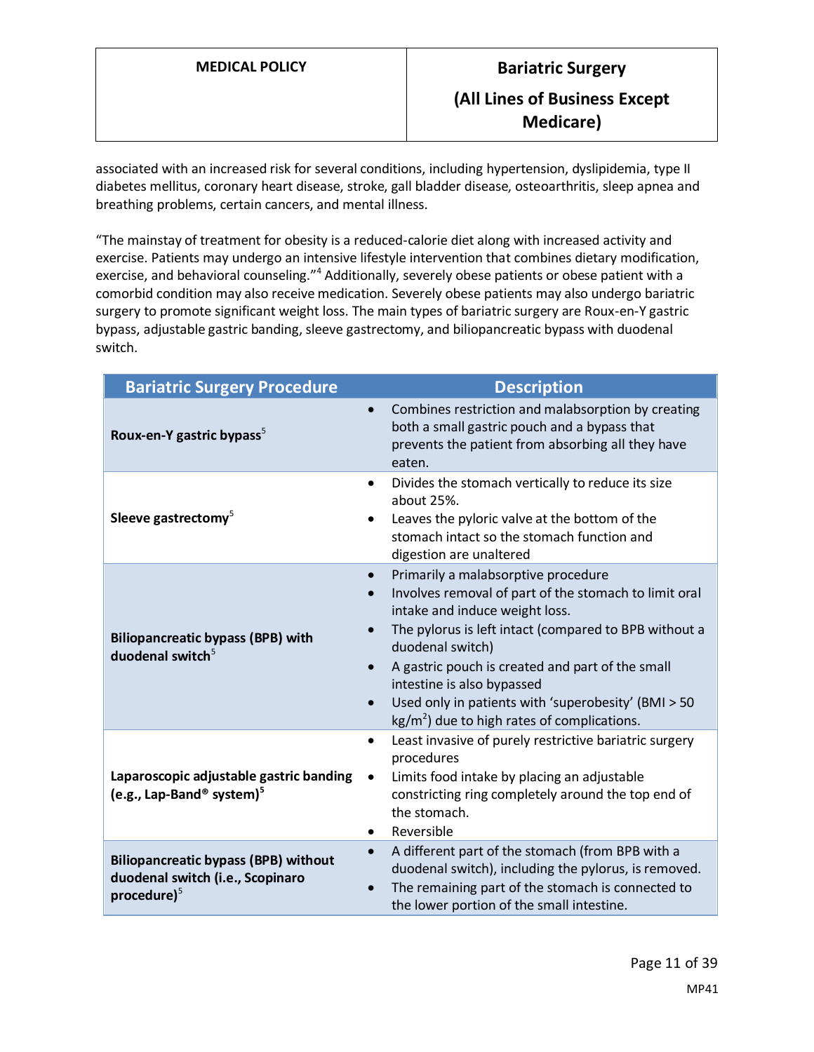associated with an increased risk for several conditions, including hypertension, dyslipidemia, type II diabetes mellitus, coronary heart disease, stroke, gall bladder disease, osteoarthritis, sleep apnea and breathing problems, certain cancers, and mental illness.

"The mainstay of treatment for obesity is a reduced-calorie diet along with increased activity and exercise. Patients may undergo an intensive lifestyle intervention that combines dietary modification, exercise, and behavioral counseling."[4] Additionally, severely obese patients or obese patient with a comorbid condition may also receive medication. Severely obese patients may also undergo bariatric surgery to promote significant weight loss. The main types of bariatric surgery are Roux-en-Y gastric bypass, adjustable gastric banding, sleeve gastrectomy, and biliopancreatic bypass with duodenal switch.

| Bariatric Surgery Procedure | Description |
|---|---|
| **Roux-en-Y gastric bypass**[5] | • Combines restriction and malabsorption by creating both a small gastric pouch and a bypass that prevents the patient from absorbing all they have eaten. |
| **Sleeve gastrectomy**[5] | • Divides the stomach vertically to reduce its size about 25%.<br>• Leaves the pyloric valve at the bottom of the stomach intact so the stomach function and digestion are unaltered |
| **Biliopancreatic bypass (BPB) with duodenal switch**[5] | • Primarily a malabsorptive procedure<br>• Involves removal of part of the stomach to limit oral intake and induce weight loss.<br>• The pylorus is left intact (compared to BPB without a duodenal switch)<br>• A gastric pouch is created and part of the small intestine is also bypassed<br>• Used only in patients with 'superobesity' (BMI > 50 $kg/m^2$) due to high rates of complications. |
| **Laparoscopic adjustable gastric banding (e.g., Lap-Band® system)**[5] | • Least invasive of purely restrictive bariatric surgery procedures<br>• Limits food intake by placing an adjustable constricting ring completely around the top end of the stomach.<br>• Reversible |
| **Biliopancreatic bypass (BPB) without duodenal switch (i.e., Scopinaro procedure)**[5] | • A different part of the stomach (from BPB with a duodenal switch), including the pylorus, is removed.<br>• The remaining part of the stomach is connected to the lower portion of the small intestine. |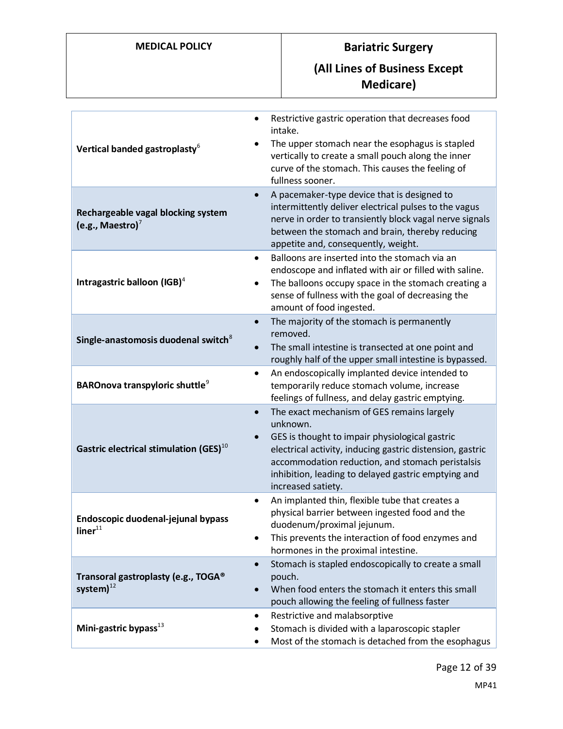| | |
|---|---|
| **Vertical banded gastroplasty**[6] | • Restrictive gastric operation that decreases food intake.<br>• The upper stomach near the esophagus is stapled vertically to create a small pouch along the inner curve of the stomach. This causes the feeling of fullness sooner. |
| **Rechargeable vagal blocking system (e.g., Maestro)**[7] | • A pacemaker-type device that is designed to intermittently deliver electrical pulses to the vagus nerve in order to transiently block vagal nerve signals between the stomach and brain, thereby reducing appetite and, consequently, weight. |
| **Intragastric balloon (IGB)**[4] | • Balloons are inserted into the stomach via an endoscope and inflated with air or filled with saline.<br>• The balloons occupy space in the stomach creating a sense of fullness with the goal of decreasing the amount of food ingested. |
| **Single-anastomosis duodenal switch**[8] | • The majority of the stomach is permanently removed.<br>• The small intestine is transected at one point and roughly half of the upper small intestine is bypassed. |
| **BAROnova transpyloric shuttle**[9] | • An endoscopically implanted device intended to temporarily reduce stomach volume, increase feelings of fullness, and delay gastric emptying. |
| **Gastric electrical stimulation (GES)**[10] | • The exact mechanism of GES remains largely unknown.<br>• GES is thought to impair physiological gastric electrical activity, inducing gastric distension, gastric accommodation reduction, and stomach peristalsis inhibition, leading to delayed gastric emptying and increased satiety. |
| **Endoscopic duodenal-jejunal bypass liner**[11] | • An implanted thin, flexible tube that creates a physical barrier between ingested food and the duodenum/proximal jejunum.<br>• This prevents the interaction of food enzymes and hormones in the proximal intestine. |
| **Transoral gastroplasty (e.g., TOGA® system)**[12] | • Stomach is stapled endoscopically to create a small pouch.<br>• When food enters the stomach it enters this small pouch allowing the feeling of fullness faster |
| **Mini-gastric bypass**[13] | • Restrictive and malabsorptive<br>• Stomach is divided with a laparoscopic stapler<br>• Most of the stomach is detached from the esophagus |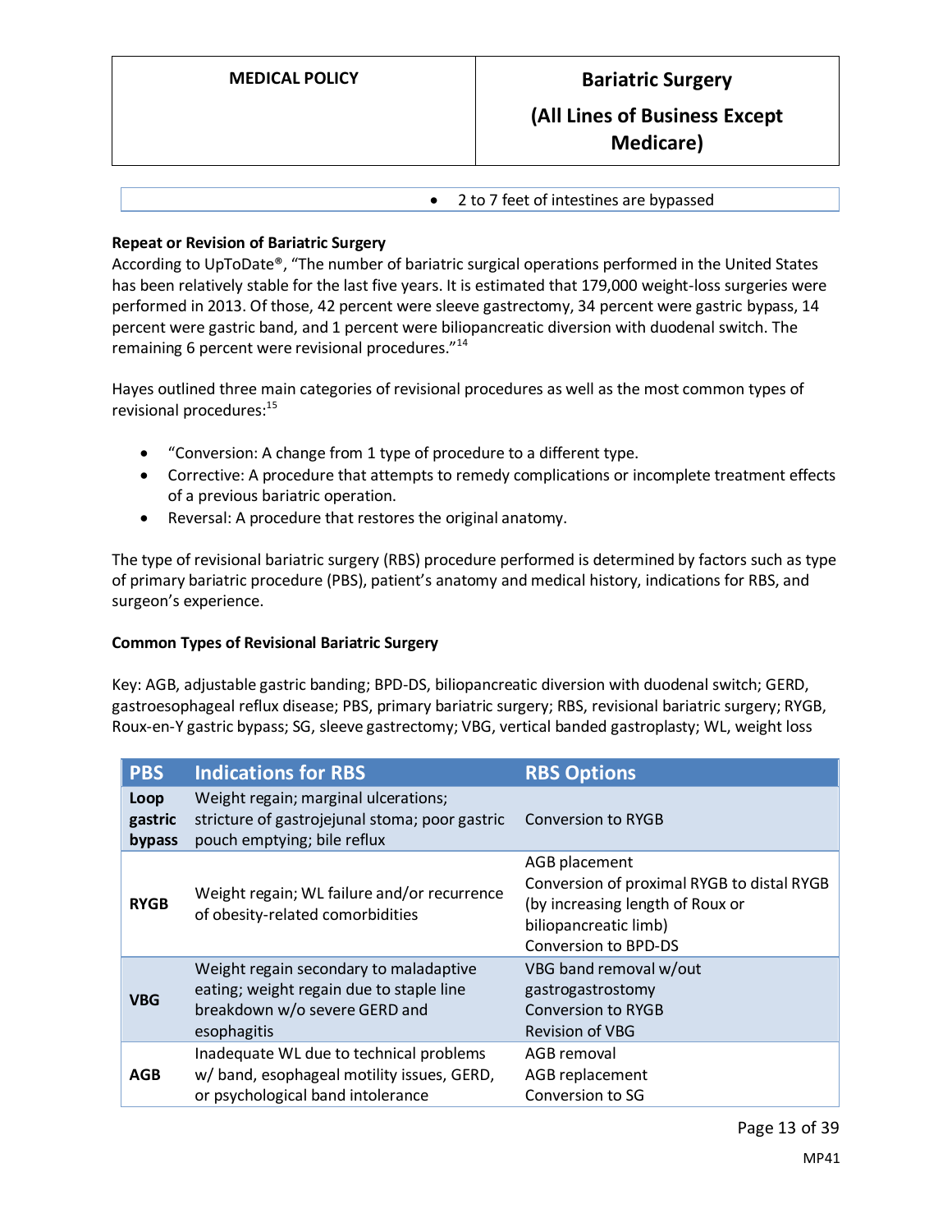| | • 2 to 7 feet of intestines are bypassed |
|---|---|

**Repeat or Revision of Bariatric Surgery**

According to UpToDate®, "The number of bariatric surgical operations performed in the United States has been relatively stable for the last five years. It is estimated that 179,000 weight-loss surgeries were performed in 2013. Of those, 42 percent were sleeve gastrectomy, 34 percent were gastric bypass, 14 percent were gastric band, and 1 percent were biliopancreatic diversion with duodenal switch. The remaining 6 percent were revisional procedures."[14]

Hayes outlined three main categories of revisional procedures as well as the most common types of revisional procedures:[15]

- "Conversion: A change from 1 type of procedure to a different type.
- Corrective: A procedure that attempts to remedy complications or incomplete treatment effects of a previous bariatric operation.
- Reversal: A procedure that restores the original anatomy.

The type of revisional bariatric surgery (RBS) procedure performed is determined by factors such as type of primary bariatric procedure (PBS), patient's anatomy and medical history, indications for RBS, and surgeon's experience.

**Common Types of Revisional Bariatric Surgery**

Key: AGB, adjustable gastric banding; BPD-DS, biliopancreatic diversion with duodenal switch; GERD, gastroesophageal reflux disease; PBS, primary bariatric surgery; RBS, revisional bariatric surgery; RYGB, Roux-en-Y gastric bypass; SG, sleeve gastrectomy; VBG, vertical banded gastroplasty; WL, weight loss

| PBS | Indications for RBS | RBS Options |
|---|---|---|
| **Loop gastric bypass** | Weight regain; marginal ulcerations; stricture of gastrojejunal stoma; poor gastric pouch emptying; bile reflux | Conversion to RYGB |
| **RYGB** | Weight regain; WL failure and/or recurrence of obesity-related comorbidities | AGB placement<br>Conversion of proximal RYGB to distal RYGB (by increasing length of Roux or biliopancreatic limb)<br>Conversion to BPD-DS |
| **VBG** | Weight regain secondary to maladaptive eating; weight regain due to staple line breakdown w/o severe GERD and esophagitis | VBG band removal w/out gastrogastrostomy<br>Conversion to RYGB<br>Revision of VBG |
| **AGB** | Inadequate WL due to technical problems w/ band, esophageal motility issues, GERD, or psychological band intolerance | AGB removal<br>AGB replacement<br>Conversion to SG |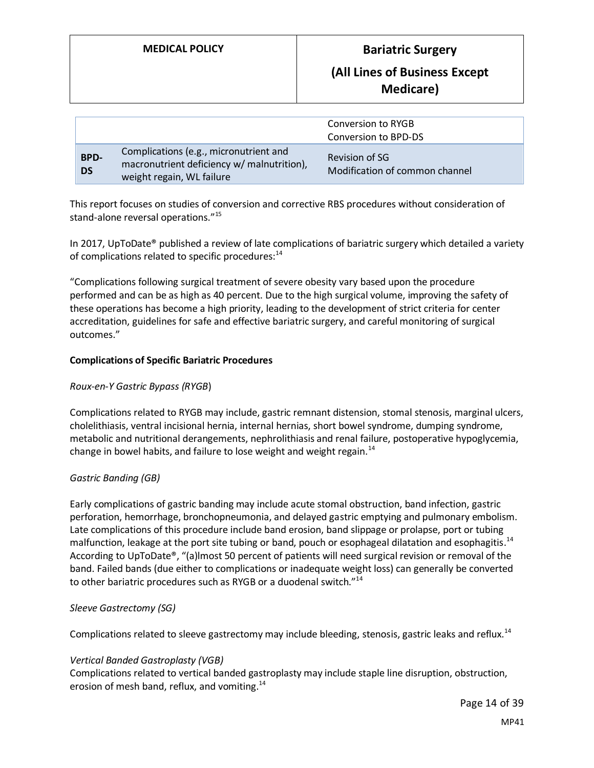| | | |
|---|---|---|
| | | Conversion to RYGB<br>Conversion to BPD-DS |
| **BPD-DS** | Complications (e.g., micronutrient and macronutrient deficiency w/ malnutrition), weight regain, WL failure | Revision of SG<br>Modification of common channel |

This report focuses on studies of conversion and corrective RBS procedures without consideration of stand-alone reversal operations."[15]

In 2017, UpToDate® published a review of late complications of bariatric surgery which detailed a variety of complications related to specific procedures:[14]

"Complications following surgical treatment of severe obesity vary based upon the procedure performed and can be as high as 40 percent. Due to the high surgical volume, improving the safety of these operations has become a high priority, leading to the development of strict criteria for center accreditation, guidelines for safe and effective bariatric surgery, and careful monitoring of surgical outcomes."

**Complications of Specific Bariatric Procedures**

*Roux-en-Y Gastric Bypass (RYGB)*

Complications related to RYGB may include, gastric remnant distension, stomal stenosis, marginal ulcers, cholelithiasis, ventral incisional hernia, internal hernias, short bowel syndrome, dumping syndrome, metabolic and nutritional derangements, nephrolithiasis and renal failure, postoperative hypoglycemia, change in bowel habits, and failure to lose weight and weight regain.[14]

*Gastric Banding (GB)*

Early complications of gastric banding may include acute stomal obstruction, band infection, gastric perforation, hemorrhage, bronchopneumonia, and delayed gastric emptying and pulmonary embolism. Late complications of this procedure include band erosion, band slippage or prolapse, port or tubing malfunction, leakage at the port site tubing or band, pouch or esophageal dilatation and esophagitis.[14] According to UpToDate®, "(a)lmost 50 percent of patients will need surgical revision or removal of the band. Failed bands (due either to complications or inadequate weight loss) can generally be converted to other bariatric procedures such as RYGB or a duodenal switch."[14]

*Sleeve Gastrectomy (SG)*

Complications related to sleeve gastrectomy may include bleeding, stenosis, gastric leaks and reflux.[14]

*Vertical Banded Gastroplasty (VGB)*

Complications related to vertical banded gastroplasty may include staple line disruption, obstruction, erosion of mesh band, reflux, and vomiting.[14]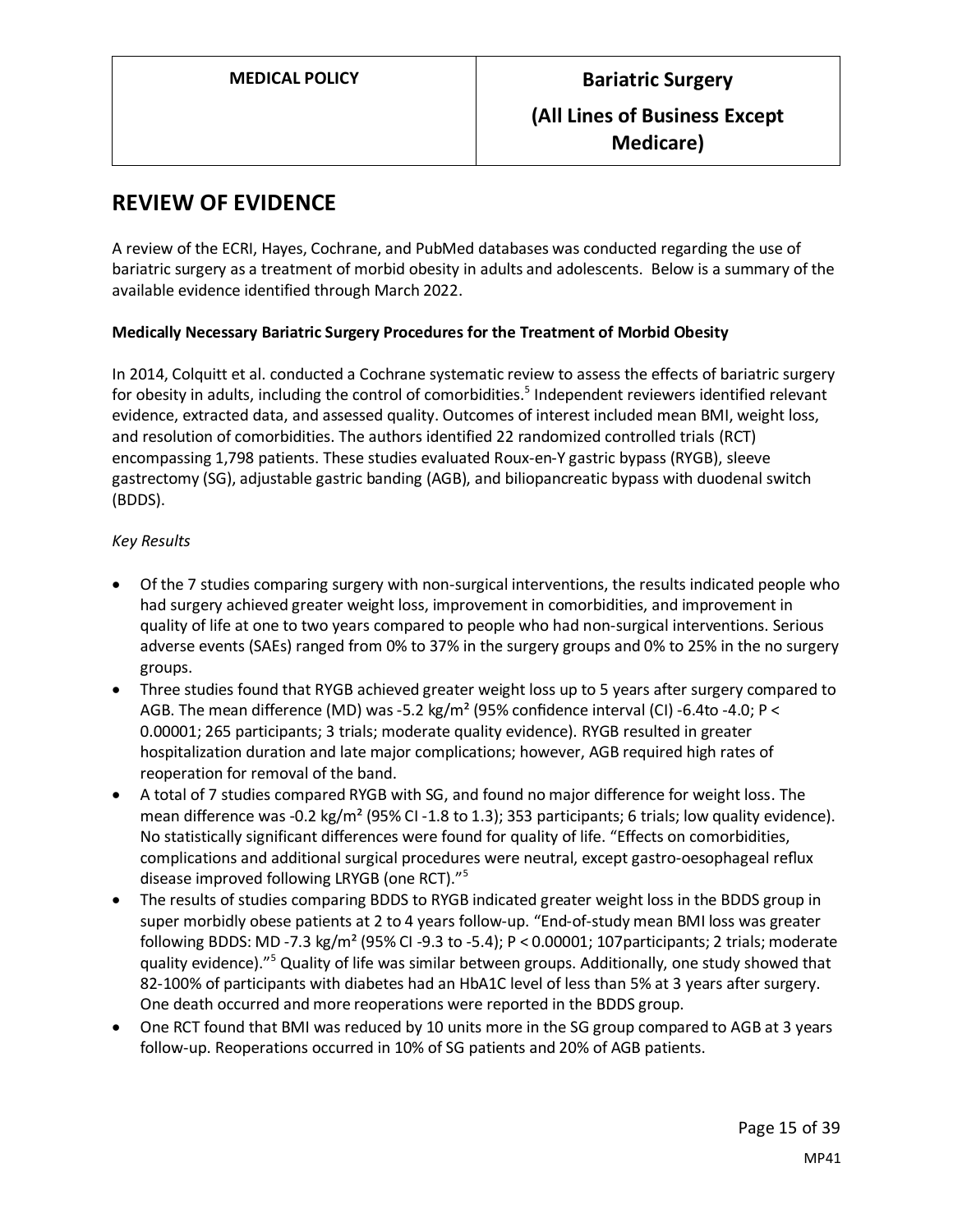## REVIEW OF EVIDENCE

A review of the ECRI, Hayes, Cochrane, and PubMed databases was conducted regarding the use of bariatric surgery as a treatment of morbid obesity in adults and adolescents. Below is a summary of the available evidence identified through March 2022.

**Medically Necessary Bariatric Surgery Procedures for the Treatment of Morbid Obesity**

In 2014, Colquitt et al. conducted a Cochrane systematic review to assess the effects of bariatric surgery for obesity in adults, including the control of comorbidities.[5] Independent reviewers identified relevant evidence, extracted data, and assessed quality. Outcomes of interest included mean BMI, weight loss, and resolution of comorbidities. The authors identified 22 randomized controlled trials (RCT) encompassing 1,798 patients. These studies evaluated Roux-en-Y gastric bypass (RYGB), sleeve gastrectomy (SG), adjustable gastric banding (AGB), and biliopancreatic bypass with duodenal switch (BDDS).

*Key Results*

- Of the 7 studies comparing surgery with non-surgical interventions, the results indicated people who had surgery achieved greater weight loss, improvement in comorbidities, and improvement in quality of life at one to two years compared to people who had non-surgical interventions. Serious adverse events (SAEs) ranged from 0% to 37% in the surgery groups and 0% to 25% in the no surgery groups.
- Three studies found that RYGB achieved greater weight loss up to 5 years after surgery compared to AGB. The mean difference (MD) was -5.2 kg/m² (95% confidence interval (CI) -6.4to -4.0; P < 0.00001; 265 participants; 3 trials; moderate quality evidence). RYGB resulted in greater hospitalization duration and late major complications; however, AGB required high rates of reoperation for removal of the band.
- A total of 7 studies compared RYGB with SG, and found no major difference for weight loss. The mean difference was -0.2 kg/m² (95% CI -1.8 to 1.3); 353 participants; 6 trials; low quality evidence). No statistically significant differences were found for quality of life. "Effects on comorbidities, complications and additional surgical procedures were neutral, except gastro-oesophageal reflux disease improved following LRYGB (one RCT)."[5]
- The results of studies comparing BDDS to RYGB indicated greater weight loss in the BDDS group in super morbidly obese patients at 2 to 4 years follow-up. "End-of-study mean BMI loss was greater following BDDS: MD -7.3 kg/m² (95% CI -9.3 to -5.4); P < 0.00001; 107participants; 2 trials; moderate quality evidence)."[5] Quality of life was similar between groups. Additionally, one study showed that 82-100% of participants with diabetes had an HbA1C level of less than 5% at 3 years after surgery. One death occurred and more reoperations were reported in the BDDS group.
- One RCT found that BMI was reduced by 10 units more in the SG group compared to AGB at 3 years follow-up. Reoperations occurred in 10% of SG patients and 20% of AGB patients.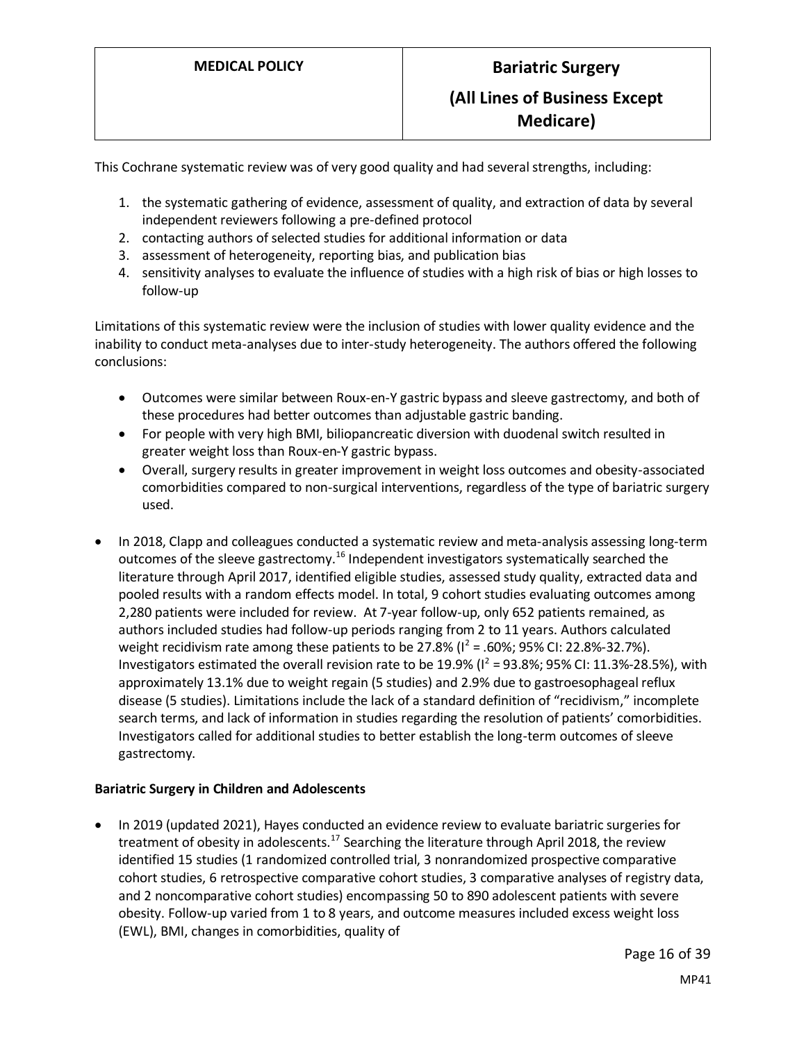This Cochrane systematic review was of very good quality and had several strengths, including:

1. the systematic gathering of evidence, assessment of quality, and extraction of data by several independent reviewers following a pre-defined protocol
2. contacting authors of selected studies for additional information or data
3. assessment of heterogeneity, reporting bias, and publication bias
4. sensitivity analyses to evaluate the influence of studies with a high risk of bias or high losses to follow-up

Limitations of this systematic review were the inclusion of studies with lower quality evidence and the inability to conduct meta-analyses due to inter-study heterogeneity. The authors offered the following conclusions:

- Outcomes were similar between Roux-en-Y gastric bypass and sleeve gastrectomy, and both of these procedures had better outcomes than adjustable gastric banding.
- For people with very high BMI, biliopancreatic diversion with duodenal switch resulted in greater weight loss than Roux-en-Y gastric bypass.
- Overall, surgery results in greater improvement in weight loss outcomes and obesity-associated comorbidities compared to non-surgical interventions, regardless of the type of bariatric surgery used.

- In 2018, Clapp and colleagues conducted a systematic review and meta-analysis assessing long-term outcomes of the sleeve gastrectomy.[16] Independent investigators systematically searched the literature through April 2017, identified eligible studies, assessed study quality, extracted data and pooled results with a random effects model. In total, 9 cohort studies evaluating outcomes among 2,280 patients were included for review. At 7-year follow-up, only 652 patients remained, as authors included studies had follow-up periods ranging from 2 to 11 years. Authors calculated weight recidivism rate among these patients to be 27.8% ($I^2$ = .60%; 95% CI: 22.8%-32.7%). Investigators estimated the overall revision rate to be 19.9% ($I^2$ = 93.8%; 95% CI: 11.3%-28.5%), with approximately 13.1% due to weight regain (5 studies) and 2.9% due to gastroesophageal reflux disease (5 studies). Limitations include the lack of a standard definition of "recidivism," incomplete search terms, and lack of information in studies regarding the resolution of patients' comorbidities. Investigators called for additional studies to better establish the long-term outcomes of sleeve gastrectomy.

**Bariatric Surgery in Children and Adolescents**

- In 2019 (updated 2021), Hayes conducted an evidence review to evaluate bariatric surgeries for treatment of obesity in adolescents.[17] Searching the literature through April 2018, the review identified 15 studies (1 randomized controlled trial, 3 nonrandomized prospective comparative cohort studies, 6 retrospective comparative cohort studies, 3 comparative analyses of registry data, and 2 noncomparative cohort studies) encompassing 50 to 890 adolescent patients with severe obesity. Follow-up varied from 1 to 8 years, and outcome measures included excess weight loss (EWL), BMI, changes in comorbidities, quality of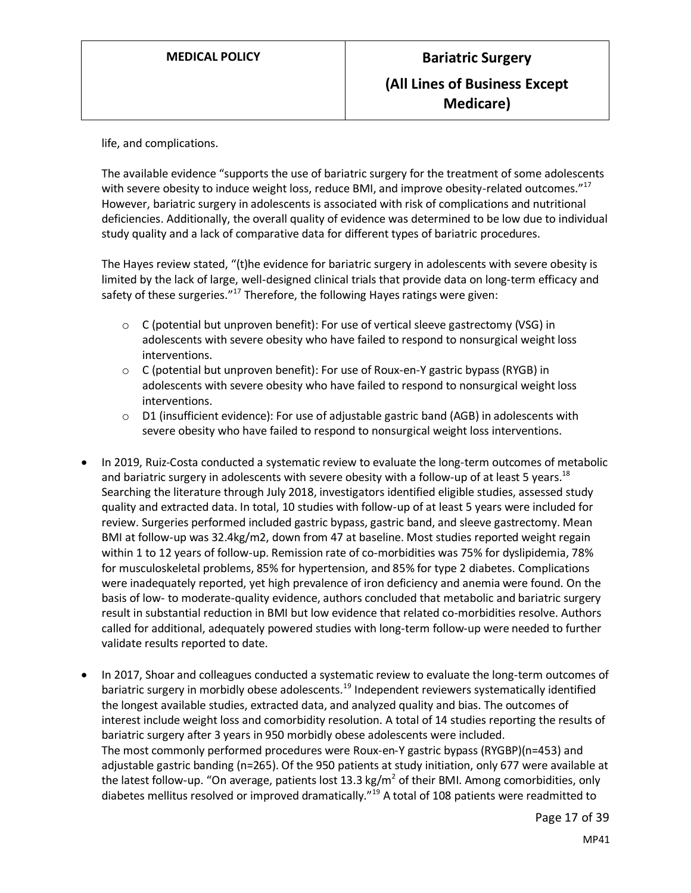life, and complications.

The available evidence "supports the use of bariatric surgery for the treatment of some adolescents with severe obesity to induce weight loss, reduce BMI, and improve obesity-related outcomes."[17] However, bariatric surgery in adolescents is associated with risk of complications and nutritional deficiencies. Additionally, the overall quality of evidence was determined to be low due to individual study quality and a lack of comparative data for different types of bariatric procedures.

The Hayes review stated, "(t)he evidence for bariatric surgery in adolescents with severe obesity is limited by the lack of large, well-designed clinical trials that provide data on long-term efficacy and safety of these surgeries."[17] Therefore, the following Hayes ratings were given:

- C (potential but unproven benefit): For use of vertical sleeve gastrectomy (VSG) in adolescents with severe obesity who have failed to respond to nonsurgical weight loss interventions.
- C (potential but unproven benefit): For use of Roux-en-Y gastric bypass (RYGB) in adolescents with severe obesity who have failed to respond to nonsurgical weight loss interventions.
- D1 (insufficient evidence): For use of adjustable gastric band (AGB) in adolescents with severe obesity who have failed to respond to nonsurgical weight loss interventions.

- In 2019, Ruiz-Costa conducted a systematic review to evaluate the long-term outcomes of metabolic and bariatric surgery in adolescents with severe obesity with a follow-up of at least 5 years.[18] Searching the literature through July 2018, investigators identified eligible studies, assessed study quality and extracted data. In total, 10 studies with follow-up of at least 5 years were included for review. Surgeries performed included gastric bypass, gastric band, and sleeve gastrectomy. Mean BMI at follow-up was 32.4kg/m2, down from 47 at baseline. Most studies reported weight regain within 1 to 12 years of follow-up. Remission rate of co-morbidities was 75% for dyslipidemia, 78% for musculoskeletal problems, 85% for hypertension, and 85% for type 2 diabetes. Complications were inadequately reported, yet high prevalence of iron deficiency and anemia were found. On the basis of low- to moderate-quality evidence, authors concluded that metabolic and bariatric surgery result in substantial reduction in BMI but low evidence that related co-morbidities resolve. Authors called for additional, adequately powered studies with long-term follow-up were needed to further validate results reported to date.

- In 2017, Shoar and colleagues conducted a systematic review to evaluate the long-term outcomes of bariatric surgery in morbidly obese adolescents.[19] Independent reviewers systematically identified the longest available studies, extracted data, and analyzed quality and bias. The outcomes of interest include weight loss and comorbidity resolution. A total of 14 studies reporting the results of bariatric surgery after 3 years in 950 morbidly obese adolescents were included.
  The most commonly performed procedures were Roux-en-Y gastric bypass (RYGBP)(n=453) and adjustable gastric banding (n=265). Of the 950 patients at study initiation, only 677 were available at the latest follow-up. "On average, patients lost 13.3 kg/m$^2$ of their BMI. Among comorbidities, only diabetes mellitus resolved or improved dramatically."[19] A total of 108 patients were readmitted to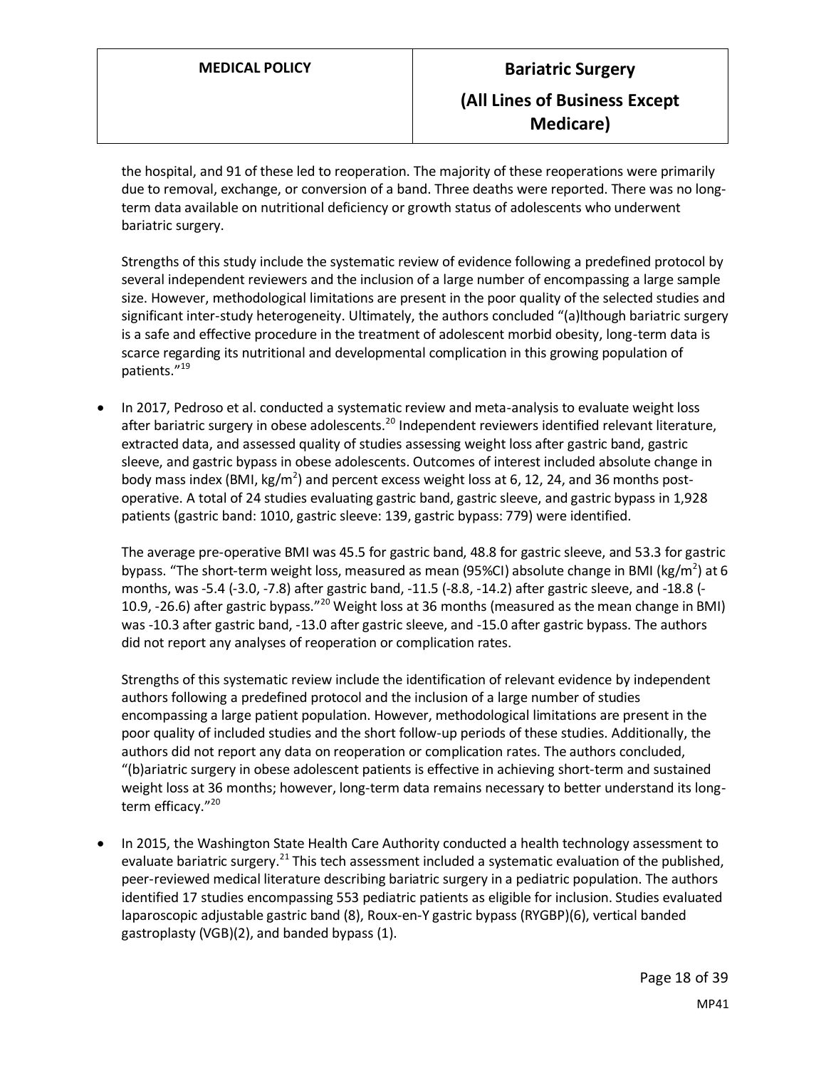the hospital, and 91 of these led to reoperation. The majority of these reoperations were primarily due to removal, exchange, or conversion of a band. Three deaths were reported. There was no long-term data available on nutritional deficiency or growth status of adolescents who underwent bariatric surgery.

Strengths of this study include the systematic review of evidence following a predefined protocol by several independent reviewers and the inclusion of a large number of encompassing a large sample size. However, methodological limitations are present in the poor quality of the selected studies and significant inter-study heterogeneity. Ultimately, the authors concluded "(a)lthough bariatric surgery is a safe and effective procedure in the treatment of adolescent morbid obesity, long-term data is scarce regarding its nutritional and developmental complication in this growing population of patients."[19]

- In 2017, Pedroso et al. conducted a systematic review and meta-analysis to evaluate weight loss after bariatric surgery in obese adolescents.[20] Independent reviewers identified relevant literature, extracted data, and assessed quality of studies assessing weight loss after gastric band, gastric sleeve, and gastric bypass in obese adolescents. Outcomes of interest included absolute change in body mass index (BMI, $kg/m^2$) and percent excess weight loss at 6, 12, 24, and 36 months post-operative. A total of 24 studies evaluating gastric band, gastric sleeve, and gastric bypass in 1,928 patients (gastric band: 1010, gastric sleeve: 139, gastric bypass: 779) were identified.

  The average pre-operative BMI was 45.5 for gastric band, 48.8 for gastric sleeve, and 53.3 for gastric bypass. "The short-term weight loss, measured as mean (95%CI) absolute change in BMI ($kg/m^2$) at 6 months, was -5.4 (-3.0, -7.8) after gastric band, -11.5 (-8.8, -14.2) after gastric sleeve, and -18.8 (-10.9, -26.6) after gastric bypass."[20] Weight loss at 36 months (measured as the mean change in BMI) was -10.3 after gastric band, -13.0 after gastric sleeve, and -15.0 after gastric bypass. The authors did not report any analyses of reoperation or complication rates.

  Strengths of this systematic review include the identification of relevant evidence by independent authors following a predefined protocol and the inclusion of a large number of studies encompassing a large patient population. However, methodological limitations are present in the poor quality of included studies and the short follow-up periods of these studies. Additionally, the authors did not report any data on reoperation or complication rates. The authors concluded, "(b)ariatric surgery in obese adolescent patients is effective in achieving short-term and sustained weight loss at 36 months; however, long-term data remains necessary to better understand its long-term efficacy."[20]

- In 2015, the Washington State Health Care Authority conducted a health technology assessment to evaluate bariatric surgery.[21] This tech assessment included a systematic evaluation of the published, peer-reviewed medical literature describing bariatric surgery in a pediatric population. The authors identified 17 studies encompassing 553 pediatric patients as eligible for inclusion. Studies evaluated laparoscopic adjustable gastric band (8), Roux-en-Y gastric bypass (RYGBP)(6), vertical banded gastroplasty (VGB)(2), and banded bypass (1).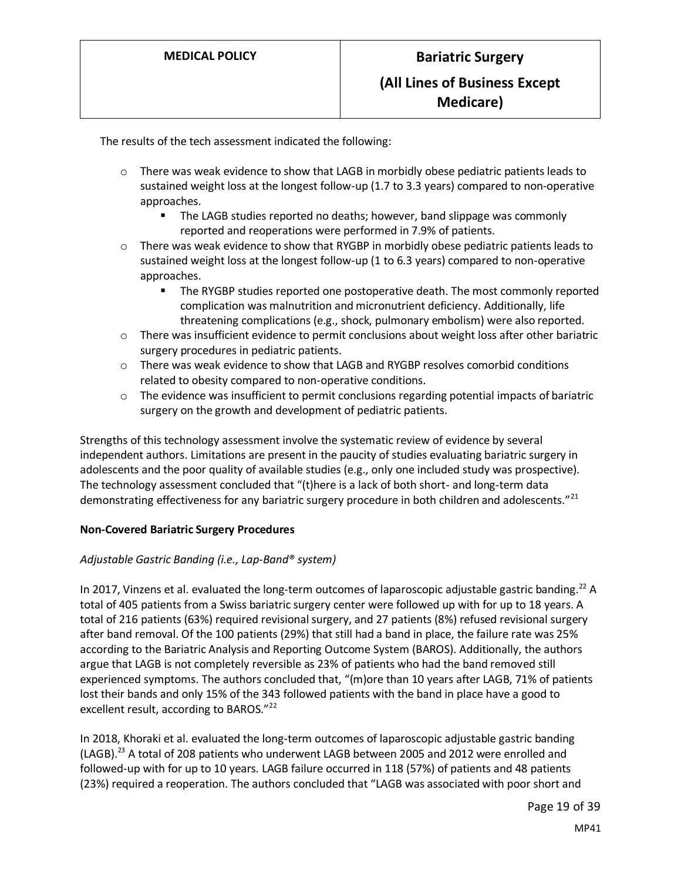The results of the tech assessment indicated the following:

- There was weak evidence to show that LAGB in morbidly obese pediatric patients leads to sustained weight loss at the longest follow-up (1.7 to 3.3 years) compared to non-operative approaches.
  - The LAGB studies reported no deaths; however, band slippage was commonly reported and reoperations were performed in 7.9% of patients.
- There was weak evidence to show that RYGBP in morbidly obese pediatric patients leads to sustained weight loss at the longest follow-up (1 to 6.3 years) compared to non-operative approaches.
  - The RYGBP studies reported one postoperative death. The most commonly reported complication was malnutrition and micronutrient deficiency. Additionally, life threatening complications (e.g., shock, pulmonary embolism) were also reported.
- There was insufficient evidence to permit conclusions about weight loss after other bariatric surgery procedures in pediatric patients.
- There was weak evidence to show that LAGB and RYGBP resolves comorbid conditions related to obesity compared to non-operative conditions.
- The evidence was insufficient to permit conclusions regarding potential impacts of bariatric surgery on the growth and development of pediatric patients.

Strengths of this technology assessment involve the systematic review of evidence by several independent authors. Limitations are present in the paucity of studies evaluating bariatric surgery in adolescents and the poor quality of available studies (e.g., only one included study was prospective). The technology assessment concluded that "(t)here is a lack of both short- and long-term data demonstrating effectiveness for any bariatric surgery procedure in both children and adolescents."[21]

**Non-Covered Bariatric Surgery Procedures**

*Adjustable Gastric Banding (i.e., Lap-Band® system)*

In 2017, Vinzens et al. evaluated the long-term outcomes of laparoscopic adjustable gastric banding.[22] A total of 405 patients from a Swiss bariatric surgery center were followed up with for up to 18 years. A total of 216 patients (63%) required revisional surgery, and 27 patients (8%) refused revisional surgery after band removal. Of the 100 patients (29%) that still had a band in place, the failure rate was 25% according to the Bariatric Analysis and Reporting Outcome System (BAROS). Additionally, the authors argue that LAGB is not completely reversible as 23% of patients who had the band removed still experienced symptoms. The authors concluded that, "(m)ore than 10 years after LAGB, 71% of patients lost their bands and only 15% of the 343 followed patients with the band in place have a good to excellent result, according to BAROS."[22]

In 2018, Khoraki et al. evaluated the long-term outcomes of laparoscopic adjustable gastric banding (LAGB).[23] A total of 208 patients who underwent LAGB between 2005 and 2012 were enrolled and followed-up with for up to 10 years. LAGB failure occurred in 118 (57%) of patients and 48 patients (23%) required a reoperation. The authors concluded that "LAGB was associated with poor short and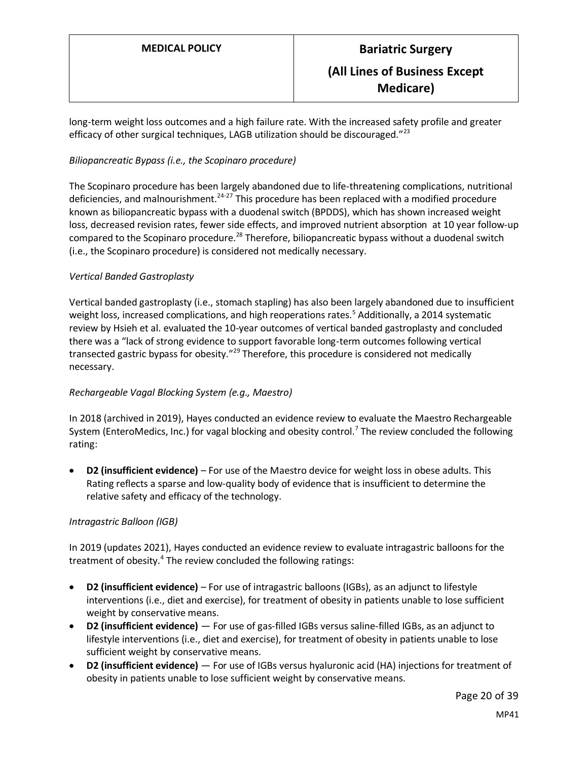long-term weight loss outcomes and a high failure rate. With the increased safety profile and greater efficacy of other surgical techniques, LAGB utilization should be discouraged."[23]

*Biliopancreatic Bypass (i.e., the Scopinaro procedure)*

The Scopinaro procedure has been largely abandoned due to life-threatening complications, nutritional deficiencies, and malnourishment.[24-27] This procedure has been replaced with a modified procedure known as biliopancreatic bypass with a duodenal switch (BPDDS), which has shown increased weight loss, decreased revision rates, fewer side effects, and improved nutrient absorption at 10 year follow-up compared to the Scopinaro procedure.[28] Therefore, biliopancreatic bypass without a duodenal switch (i.e., the Scopinaro procedure) is considered not medically necessary.

*Vertical Banded Gastroplasty*

Vertical banded gastroplasty (i.e., stomach stapling) has also been largely abandoned due to insufficient weight loss, increased complications, and high reoperations rates.[5] Additionally, a 2014 systematic review by Hsieh et al. evaluated the 10-year outcomes of vertical banded gastroplasty and concluded there was a "lack of strong evidence to support favorable long-term outcomes following vertical transected gastric bypass for obesity."[29] Therefore, this procedure is considered not medically necessary.

*Rechargeable Vagal Blocking System (e.g., Maestro)*

In 2018 (archived in 2019), Hayes conducted an evidence review to evaluate the Maestro Rechargeable System (EnteroMedics, Inc.) for vagal blocking and obesity control.[7] The review concluded the following rating:

- **D2 (insufficient evidence)** – For use of the Maestro device for weight loss in obese adults. This Rating reflects a sparse and low-quality body of evidence that is insufficient to determine the relative safety and efficacy of the technology.

*Intragastric Balloon (IGB)*

In 2019 (updates 2021), Hayes conducted an evidence review to evaluate intragastric balloons for the treatment of obesity.[4] The review concluded the following ratings:

- **D2 (insufficient evidence)** – For use of intragastric balloons (IGBs), as an adjunct to lifestyle interventions (i.e., diet and exercise), for treatment of obesity in patients unable to lose sufficient weight by conservative means.
- **D2 (insufficient evidence)** — For use of gas-filled IGBs versus saline-filled IGBs, as an adjunct to lifestyle interventions (i.e., diet and exercise), for treatment of obesity in patients unable to lose sufficient weight by conservative means.
- **D2 (insufficient evidence)** — For use of IGBs versus hyaluronic acid (HA) injections for treatment of obesity in patients unable to lose sufficient weight by conservative means.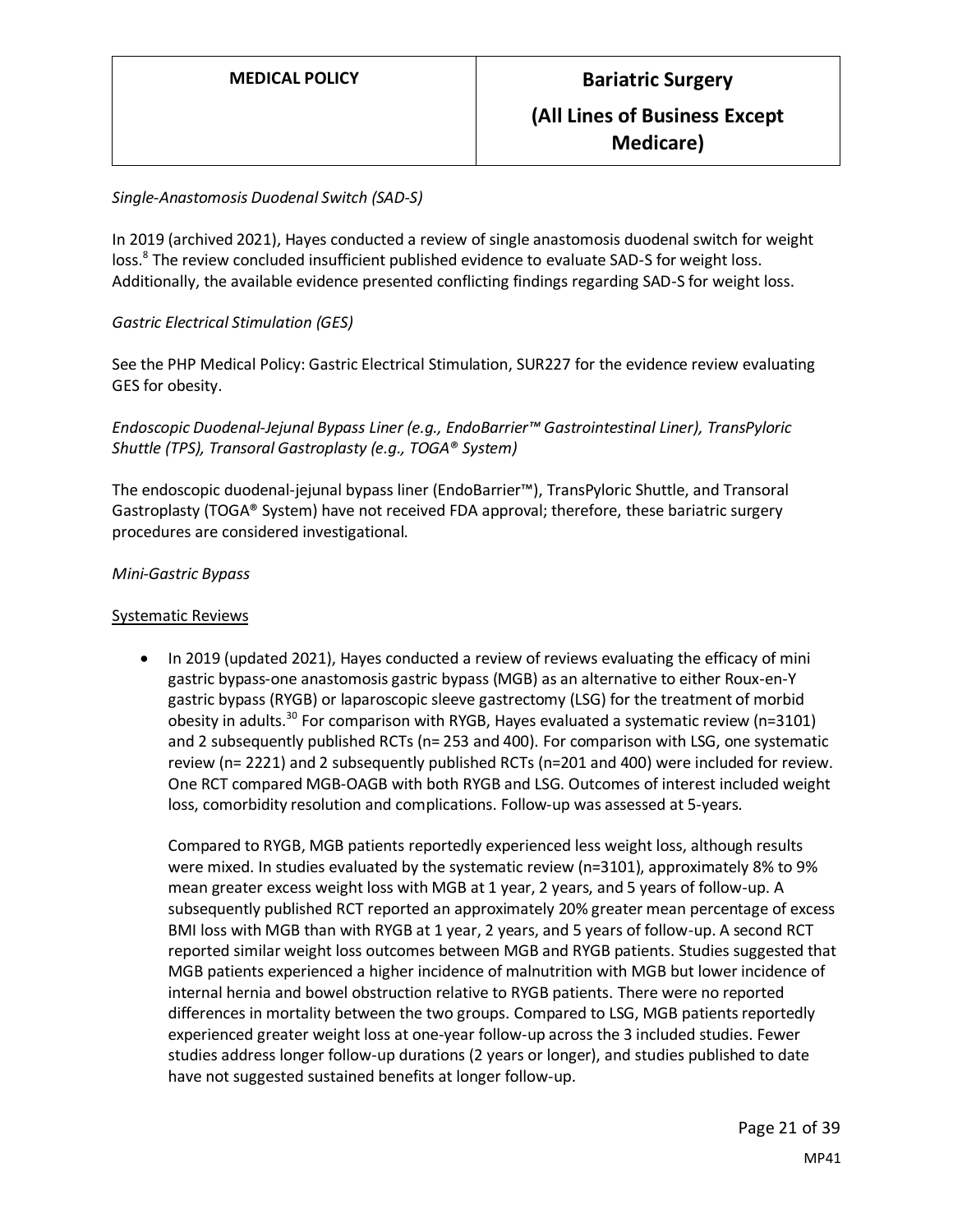*Single-Anastomosis Duodenal Switch (SAD-S)*

In 2019 (archived 2021), Hayes conducted a review of single anastomosis duodenal switch for weight loss.[8] The review concluded insufficient published evidence to evaluate SAD-S for weight loss. Additionally, the available evidence presented conflicting findings regarding SAD-S for weight loss.

*Gastric Electrical Stimulation (GES)*

See the PHP Medical Policy: Gastric Electrical Stimulation, SUR227 for the evidence review evaluating GES for obesity.

*Endoscopic Duodenal-Jejunal Bypass Liner (e.g., EndoBarrier™ Gastrointestinal Liner), TransPyloric Shuttle (TPS), Transoral Gastroplasty (e.g., TOGA® System)*

The endoscopic duodenal-jejunal bypass liner (EndoBarrier™), TransPyloric Shuttle, and Transoral Gastroplasty (TOGA® System) have not received FDA approval; therefore, these bariatric surgery procedures are considered investigational.

*Mini-Gastric Bypass*

<u>Systematic Reviews</u>

- In 2019 (updated 2021), Hayes conducted a review of reviews evaluating the efficacy of mini gastric bypass-one anastomosis gastric bypass (MGB) as an alternative to either Roux-en-Y gastric bypass (RYGB) or laparoscopic sleeve gastrectomy (LSG) for the treatment of morbid obesity in adults.[30] For comparison with RYGB, Hayes evaluated a systematic review (n=3101) and 2 subsequently published RCTs (n= 253 and 400). For comparison with LSG, one systematic review (n= 2221) and 2 subsequently published RCTs (n=201 and 400) were included for review. One RCT compared MGB-OAGB with both RYGB and LSG. Outcomes of interest included weight loss, comorbidity resolution and complications. Follow-up was assessed at 5-years.

  Compared to RYGB, MGB patients reportedly experienced less weight loss, although results were mixed. In studies evaluated by the systematic review (n=3101), approximately 8% to 9% mean greater excess weight loss with MGB at 1 year, 2 years, and 5 years of follow-up. A subsequently published RCT reported an approximately 20% greater mean percentage of excess BMI loss with MGB than with RYGB at 1 year, 2 years, and 5 years of follow-up. A second RCT reported similar weight loss outcomes between MGB and RYGB patients. Studies suggested that MGB patients experienced a higher incidence of malnutrition with MGB but lower incidence of internal hernia and bowel obstruction relative to RYGB patients. There were no reported differences in mortality between the two groups. Compared to LSG, MGB patients reportedly experienced greater weight loss at one-year follow-up across the 3 included studies. Fewer studies address longer follow-up durations (2 years or longer), and studies published to date have not suggested sustained benefits at longer follow-up.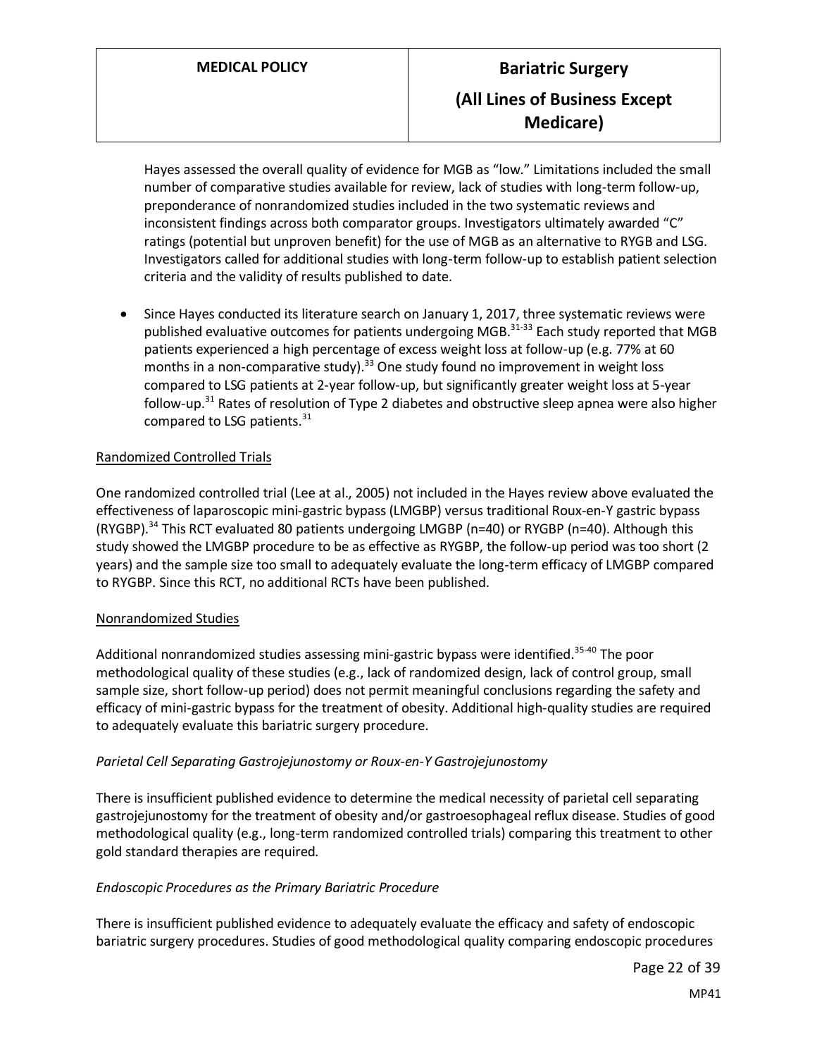Hayes assessed the overall quality of evidence for MGB as "low." Limitations included the small number of comparative studies available for review, lack of studies with long-term follow-up, preponderance of nonrandomized studies included in the two systematic reviews and inconsistent findings across both comparator groups. Investigators ultimately awarded "C" ratings (potential but unproven benefit) for the use of MGB as an alternative to RYGB and LSG. Investigators called for additional studies with long-term follow-up to establish patient selection criteria and the validity of results published to date.

- Since Hayes conducted its literature search on January 1, 2017, three systematic reviews were published evaluative outcomes for patients undergoing MGB.[31-33] Each study reported that MGB patients experienced a high percentage of excess weight loss at follow-up (e.g. 77% at 60 months in a non-comparative study).[33] One study found no improvement in weight loss compared to LSG patients at 2-year follow-up, but significantly greater weight loss at 5-year follow-up.[31] Rates of resolution of Type 2 diabetes and obstructive sleep apnea were also higher compared to LSG patients.[31]

<u>Randomized Controlled Trials</u>

One randomized controlled trial (Lee at al., 2005) not included in the Hayes review above evaluated the effectiveness of laparoscopic mini-gastric bypass (LMGBP) versus traditional Roux-en-Y gastric bypass (RYGBP).[34] This RCT evaluated 80 patients undergoing LMGBP (n=40) or RYGBP (n=40). Although this study showed the LMGBP procedure to be as effective as RYGBP, the follow-up period was too short (2 years) and the sample size too small to adequately evaluate the long-term efficacy of LMGBP compared to RYGBP. Since this RCT, no additional RCTs have been published.

<u>Nonrandomized Studies</u>

Additional nonrandomized studies assessing mini-gastric bypass were identified.[35-40] The poor methodological quality of these studies (e.g., lack of randomized design, lack of control group, small sample size, short follow-up period) does not permit meaningful conclusions regarding the safety and efficacy of mini-gastric bypass for the treatment of obesity. Additional high-quality studies are required to adequately evaluate this bariatric surgery procedure.

*Parietal Cell Separating Gastrojejunostomy or Roux-en-Y Gastrojejunostomy*

There is insufficient published evidence to determine the medical necessity of parietal cell separating gastrojejunostomy for the treatment of obesity and/or gastroesophageal reflux disease. Studies of good methodological quality (e.g., long-term randomized controlled trials) comparing this treatment to other gold standard therapies are required.

*Endoscopic Procedures as the Primary Bariatric Procedure*

There is insufficient published evidence to adequately evaluate the efficacy and safety of endoscopic bariatric surgery procedures. Studies of good methodological quality comparing endoscopic procedures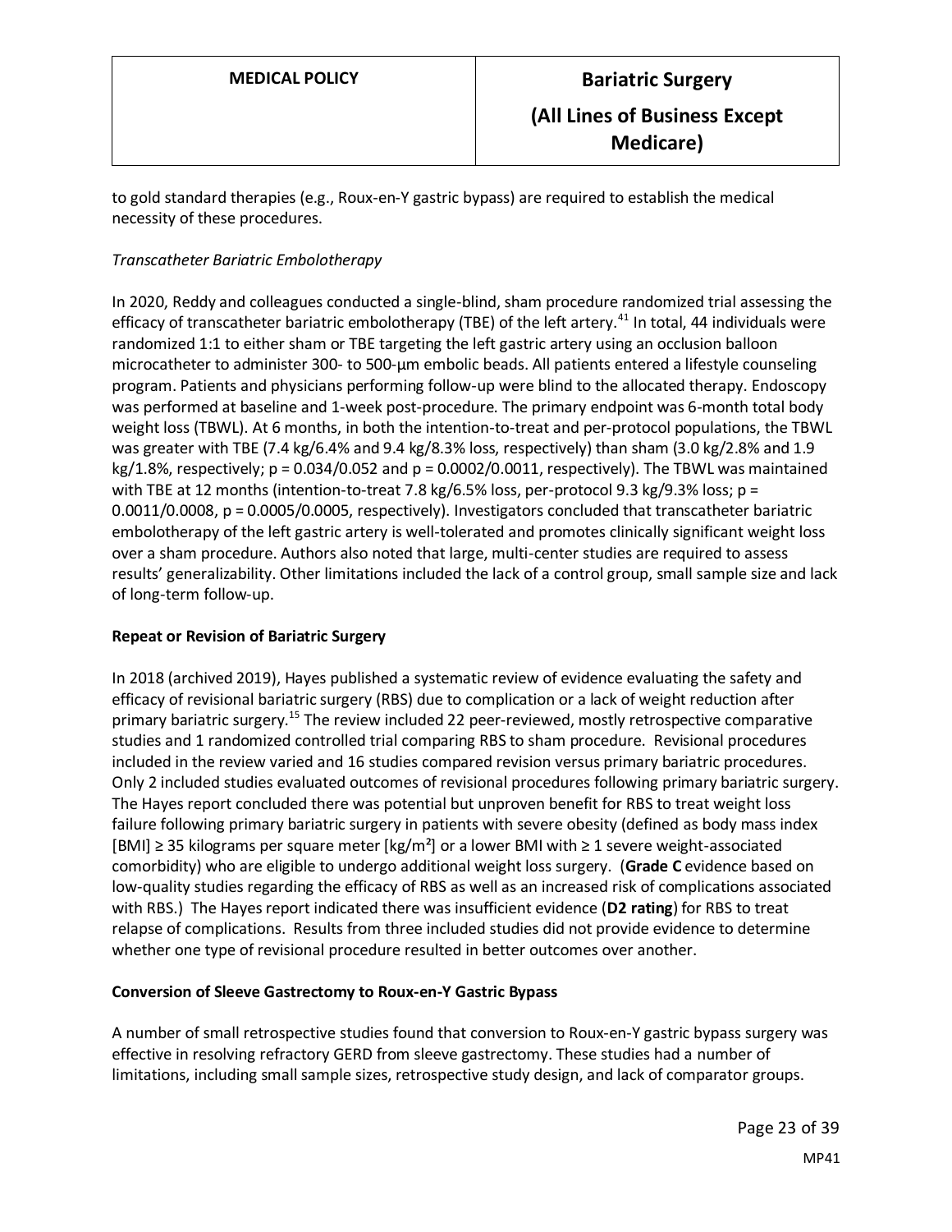to gold standard therapies (e.g., Roux-en-Y gastric bypass) are required to establish the medical necessity of these procedures.

*Transcatheter Bariatric Embolotherapy*

In 2020, Reddy and colleagues conducted a single-blind, sham procedure randomized trial assessing the efficacy of transcatheter bariatric embolotherapy (TBE) of the left artery.[41] In total, 44 individuals were randomized 1:1 to either sham or TBE targeting the left gastric artery using an occlusion balloon microcatheter to administer 300- to 500-µm embolic beads. All patients entered a lifestyle counseling program. Patients and physicians performing follow-up were blind to the allocated therapy. Endoscopy was performed at baseline and 1-week post-procedure. The primary endpoint was 6-month total body weight loss (TBWL). At 6 months, in both the intention-to-treat and per-protocol populations, the TBWL was greater with TBE (7.4 kg/6.4% and 9.4 kg/8.3% loss, respectively) than sham (3.0 kg/2.8% and 1.9 kg/1.8%, respectively; $p = 0.034/0.052$ and $p = 0.0002/0.0011$, respectively). The TBWL was maintained with TBE at 12 months (intention-to-treat 7.8 kg/6.5% loss, per-protocol 9.3 kg/9.3% loss; $p = 0.0011/0.0008$, $p = 0.0005/0.0005$, respectively). Investigators concluded that transcatheter bariatric embolotherapy of the left gastric artery is well-tolerated and promotes clinically significant weight loss over a sham procedure. Authors also noted that large, multi-center studies are required to assess results' generalizability. Other limitations included the lack of a control group, small sample size and lack of long-term follow-up.

### Repeat or Revision of Bariatric Surgery

In 2018 (archived 2019), Hayes published a systematic review of evidence evaluating the safety and efficacy of revisional bariatric surgery (RBS) due to complication or a lack of weight reduction after primary bariatric surgery.[15] The review included 22 peer-reviewed, mostly retrospective comparative studies and 1 randomized controlled trial comparing RBS to sham procedure. Revisional procedures included in the review varied and 16 studies compared revision versus primary bariatric procedures. Only 2 included studies evaluated outcomes of revisional procedures following primary bariatric surgery. The Hayes report concluded there was potential but unproven benefit for RBS to treat weight loss failure following primary bariatric surgery in patients with severe obesity (defined as body mass index [BMI] ≥ 35 kilograms per square meter [$kg/m^2$] or a lower BMI with ≥ 1 severe weight-associated comorbidity) who are eligible to undergo additional weight loss surgery. (**Grade C** evidence based on low-quality studies regarding the efficacy of RBS as well as an increased risk of complications associated with RBS.) The Hayes report indicated there was insufficient evidence (**D2 rating**) for RBS to treat relapse of complications. Results from three included studies did not provide evidence to determine whether one type of revisional procedure resulted in better outcomes over another.

### Conversion of Sleeve Gastrectomy to Roux-en-Y Gastric Bypass

A number of small retrospective studies found that conversion to Roux-en-Y gastric bypass surgery was effective in resolving refractory GERD from sleeve gastrectomy. These studies had a number of limitations, including small sample sizes, retrospective study design, and lack of comparator groups.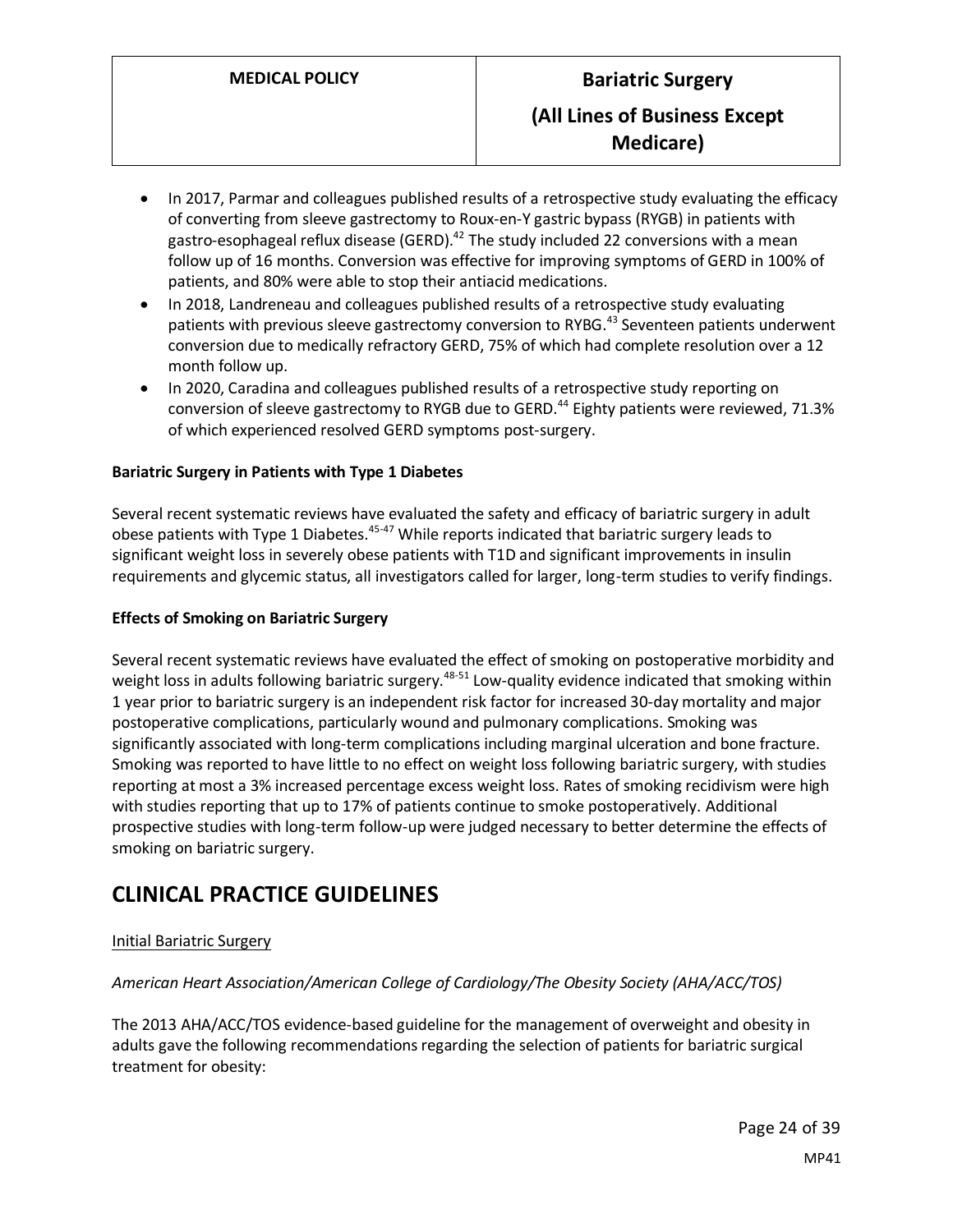- In 2017, Parmar and colleagues published results of a retrospective study evaluating the efficacy of converting from sleeve gastrectomy to Roux-en-Y gastric bypass (RYGB) in patients with gastro-esophageal reflux disease (GERD).[42] The study included 22 conversions with a mean follow up of 16 months. Conversion was effective for improving symptoms of GERD in 100% of patients, and 80% were able to stop their antiacid medications.
- In 2018, Landreneau and colleagues published results of a retrospective study evaluating patients with previous sleeve gastrectomy conversion to RYBG.[43] Seventeen patients underwent conversion due to medically refractory GERD, 75% of which had complete resolution over a 12 month follow up.
- In 2020, Caradina and colleagues published results of a retrospective study reporting on conversion of sleeve gastrectomy to RYGB due to GERD.[44] Eighty patients were reviewed, 71.3% of which experienced resolved GERD symptoms post-surgery.

**Bariatric Surgery in Patients with Type 1 Diabetes**

Several recent systematic reviews have evaluated the safety and efficacy of bariatric surgery in adult obese patients with Type 1 Diabetes.[45-47] While reports indicated that bariatric surgery leads to significant weight loss in severely obese patients with T1D and significant improvements in insulin requirements and glycemic status, all investigators called for larger, long-term studies to verify findings.

**Effects of Smoking on Bariatric Surgery**

Several recent systematic reviews have evaluated the effect of smoking on postoperative morbidity and weight loss in adults following bariatric surgery.[48-51] Low-quality evidence indicated that smoking within 1 year prior to bariatric surgery is an independent risk factor for increased 30-day mortality and major postoperative complications, particularly wound and pulmonary complications. Smoking was significantly associated with long-term complications including marginal ulceration and bone fracture. Smoking was reported to have little to no effect on weight loss following bariatric surgery, with studies reporting at most a 3% increased percentage excess weight loss. Rates of smoking recidivism were high with studies reporting that up to 17% of patients continue to smoke postoperatively. Additional prospective studies with long-term follow-up were judged necessary to better determine the effects of smoking on bariatric surgery.

# CLINICAL PRACTICE GUIDELINES

Initial Bariatric Surgery

*American Heart Association/American College of Cardiology/The Obesity Society (AHA/ACC/TOS)*

The 2013 AHA/ACC/TOS evidence-based guideline for the management of overweight and obesity in adults gave the following recommendations regarding the selection of patients for bariatric surgical treatment for obesity: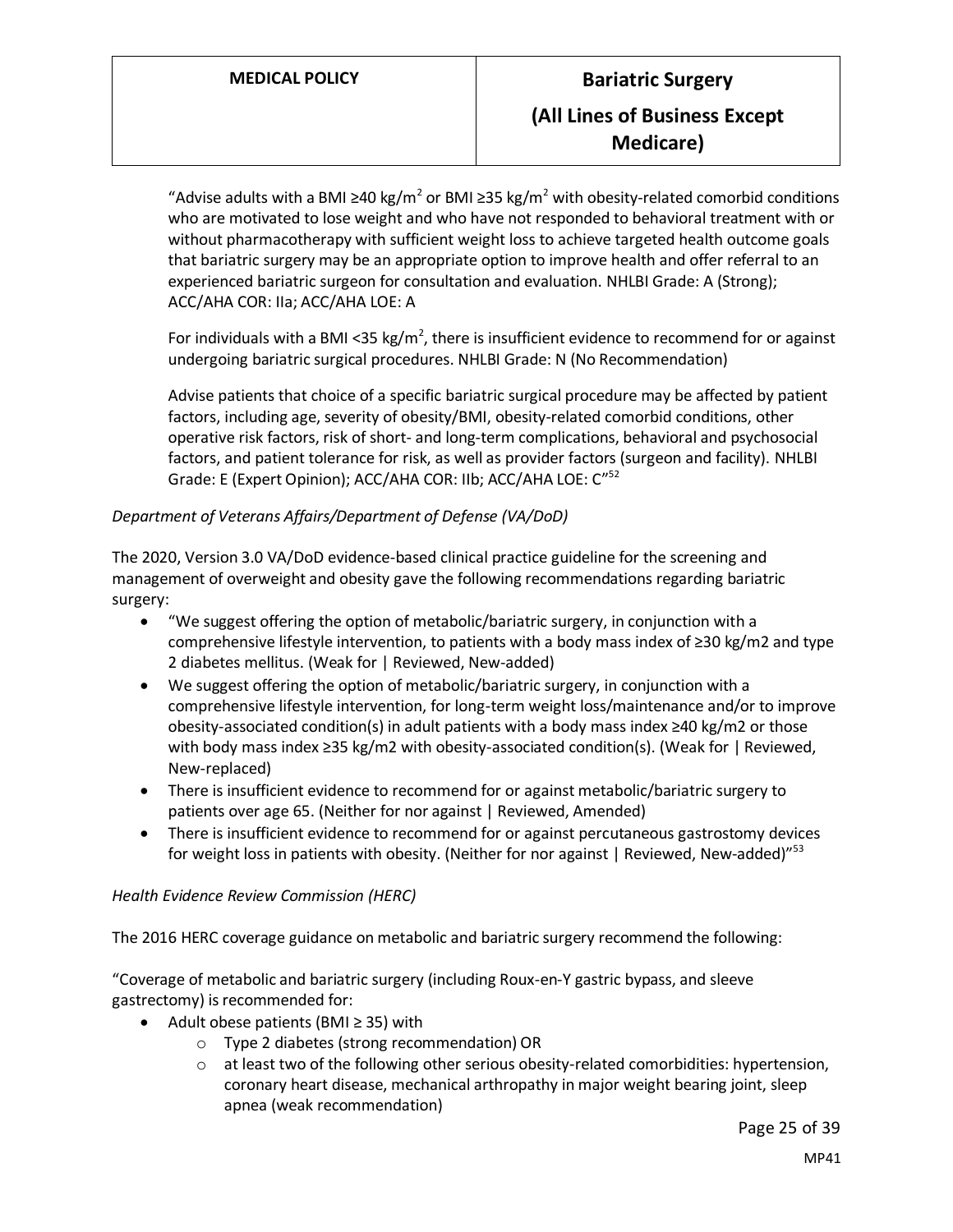"Advise adults with a BMI ≥40 kg/m$^2$ or BMI ≥35 kg/m$^2$ with obesity-related comorbid conditions who are motivated to lose weight and who have not responded to behavioral treatment with or without pharmacotherapy with sufficient weight loss to achieve targeted health outcome goals that bariatric surgery may be an appropriate option to improve health and offer referral to an experienced bariatric surgeon for consultation and evaluation. NHLBI Grade: A (Strong); ACC/AHA COR: IIa; ACC/AHA LOE: A

For individuals with a BMI <35 kg/m$^2$, there is insufficient evidence to recommend for or against undergoing bariatric surgical procedures. NHLBI Grade: N (No Recommendation)

Advise patients that choice of a specific bariatric surgical procedure may be affected by patient factors, including age, severity of obesity/BMI, obesity-related comorbid conditions, other operative risk factors, risk of short- and long-term complications, behavioral and psychosocial factors, and patient tolerance for risk, as well as provider factors (surgeon and facility). NHLBI Grade: E (Expert Opinion); ACC/AHA COR: IIb; ACC/AHA LOE: C"[52]

*Department of Veterans Affairs/Department of Defense (VA/DoD)*

The 2020, Version 3.0 VA/DoD evidence-based clinical practice guideline for the screening and management of overweight and obesity gave the following recommendations regarding bariatric surgery:

- "We suggest offering the option of metabolic/bariatric surgery, in conjunction with a comprehensive lifestyle intervention, to patients with a body mass index of ≥30 kg/m2 and type 2 diabetes mellitus. (Weak for | Reviewed, New-added)
- We suggest offering the option of metabolic/bariatric surgery, in conjunction with a comprehensive lifestyle intervention, for long-term weight loss/maintenance and/or to improve obesity-associated condition(s) in adult patients with a body mass index ≥40 kg/m2 or those with body mass index ≥35 kg/m2 with obesity-associated condition(s). (Weak for | Reviewed, New-replaced)
- There is insufficient evidence to recommend for or against metabolic/bariatric surgery to patients over age 65. (Neither for nor against | Reviewed, Amended)
- There is insufficient evidence to recommend for or against percutaneous gastrostomy devices for weight loss in patients with obesity. (Neither for nor against | Reviewed, New-added)"[53]

*Health Evidence Review Commission (HERC)*

The 2016 HERC coverage guidance on metabolic and bariatric surgery recommend the following:

"Coverage of metabolic and bariatric surgery (including Roux-en-Y gastric bypass, and sleeve gastrectomy) is recommended for:

- Adult obese patients (BMI ≥ 35) with
  - Type 2 diabetes (strong recommendation) OR
  - at least two of the following other serious obesity-related comorbidities: hypertension, coronary heart disease, mechanical arthropathy in major weight bearing joint, sleep apnea (weak recommendation)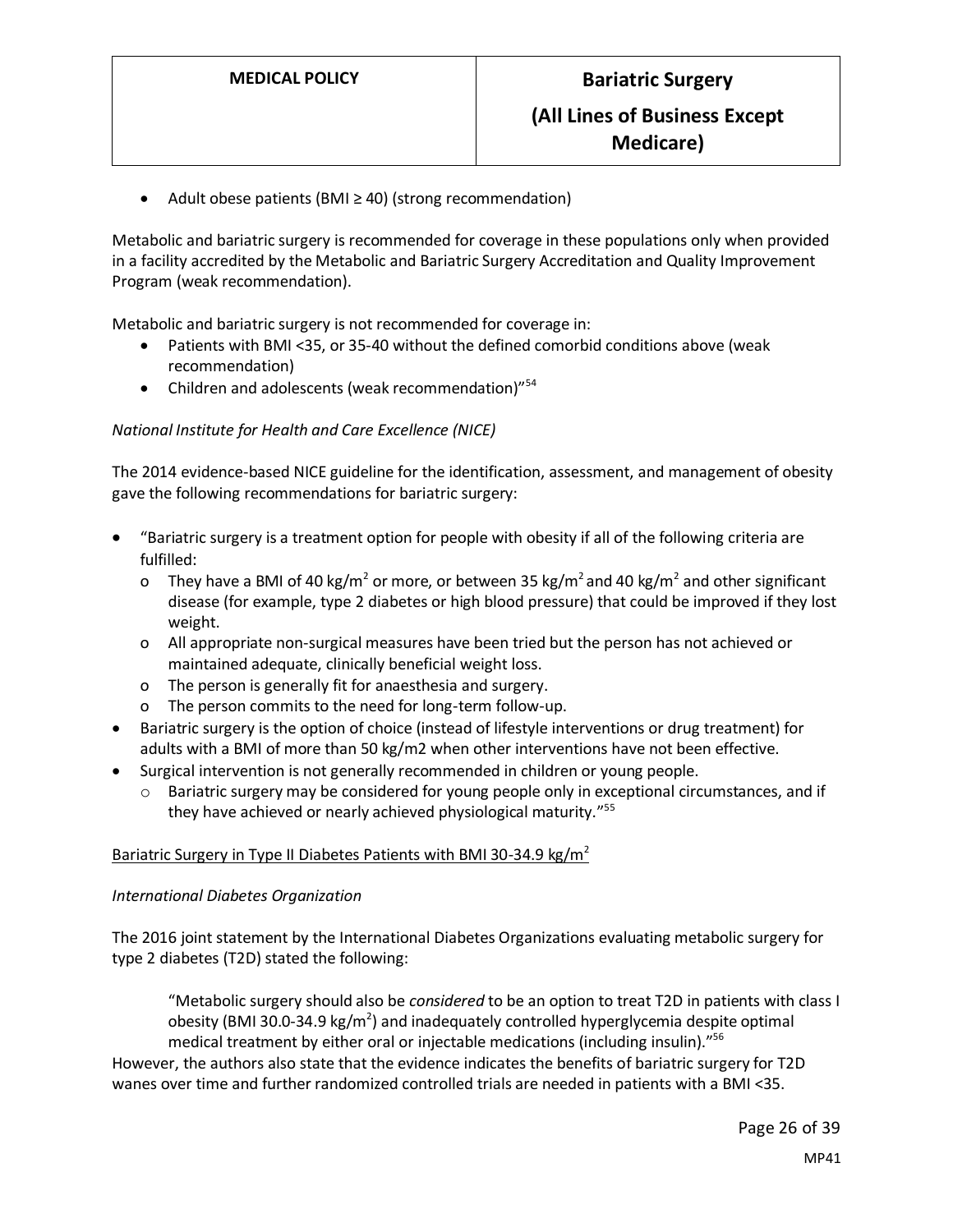- Adult obese patients (BMI ≥ 40) (strong recommendation)

Metabolic and bariatric surgery is recommended for coverage in these populations only when provided in a facility accredited by the Metabolic and Bariatric Surgery Accreditation and Quality Improvement Program (weak recommendation).

Metabolic and bariatric surgery is not recommended for coverage in:

- Patients with BMI <35, or 35-40 without the defined comorbid conditions above (weak recommendation)
- Children and adolescents (weak recommendation)"[54]

*National Institute for Health and Care Excellence (NICE)*

The 2014 evidence-based NICE guideline for the identification, assessment, and management of obesity gave the following recommendations for bariatric surgery:

- "Bariatric surgery is a treatment option for people with obesity if all of the following criteria are fulfilled:
  - They have a BMI of 40 kg/m$^2$ or more, or between 35 kg/m$^2$ and 40 kg/m$^2$ and other significant disease (for example, type 2 diabetes or high blood pressure) that could be improved if they lost weight.
  - All appropriate non-surgical measures have been tried but the person has not achieved or maintained adequate, clinically beneficial weight loss.
  - The person is generally fit for anaesthesia and surgery.
  - The person commits to the need for long-term follow-up.
- Bariatric surgery is the option of choice (instead of lifestyle interventions or drug treatment) for adults with a BMI of more than 50 kg/m2 when other interventions have not been effective.
- Surgical intervention is not generally recommended in children or young people.
  - Bariatric surgery may be considered for young people only in exceptional circumstances, and if they have achieved or nearly achieved physiological maturity."[55]

<u>Bariatric Surgery in Type II Diabetes Patients with BMI 30-34.9 kg/m$^2$</u>

*International Diabetes Organization*

The 2016 joint statement by the International Diabetes Organizations evaluating metabolic surgery for type 2 diabetes (T2D) stated the following:

> "Metabolic surgery should also be *considered* to be an option to treat T2D in patients with class I obesity (BMI 30.0-34.9 kg/m$^2$) and inadequately controlled hyperglycemia despite optimal medical treatment by either oral or injectable medications (including insulin)."[56]

However, the authors also state that the evidence indicates the benefits of bariatric surgery for T2D wanes over time and further randomized controlled trials are needed in patients with a BMI <35.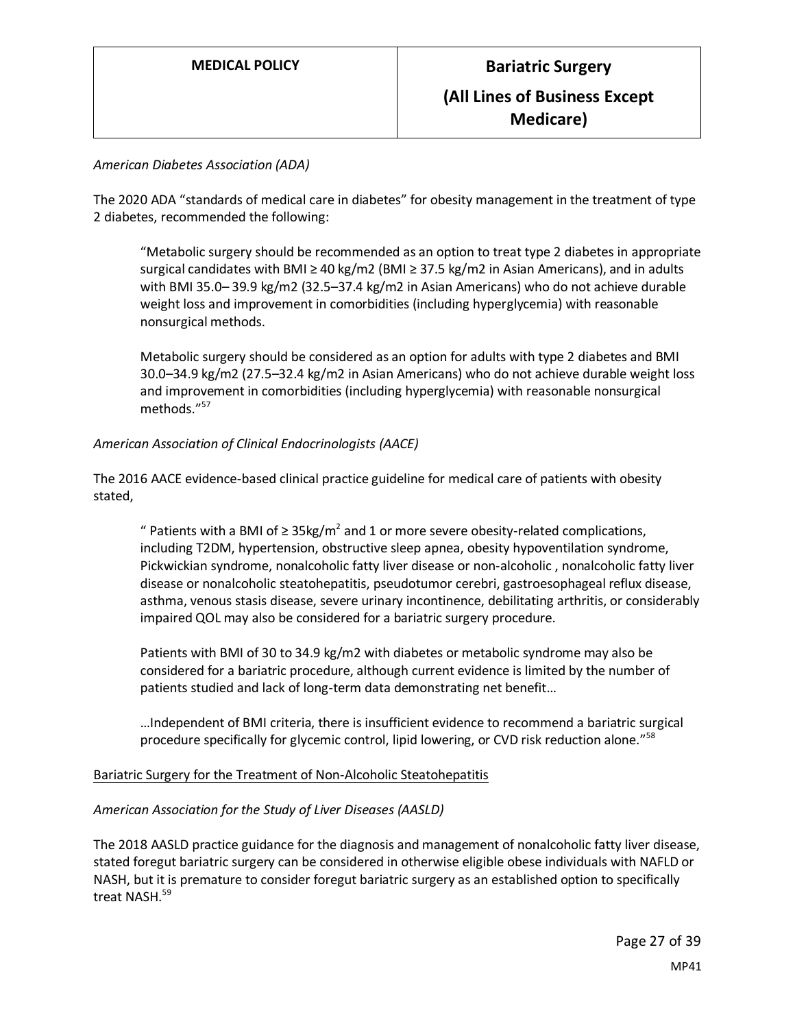*American Diabetes Association (ADA)*

The 2020 ADA "standards of medical care in diabetes" for obesity management in the treatment of type 2 diabetes, recommended the following:

> "Metabolic surgery should be recommended as an option to treat type 2 diabetes in appropriate surgical candidates with BMI ≥ 40 kg/m2 (BMI ≥ 37.5 kg/m2 in Asian Americans), and in adults with BMI 35.0– 39.9 kg/m2 (32.5–37.4 kg/m2 in Asian Americans) who do not achieve durable weight loss and improvement in comorbidities (including hyperglycemia) with reasonable nonsurgical methods.
>
> Metabolic surgery should be considered as an option for adults with type 2 diabetes and BMI 30.0–34.9 kg/m2 (27.5–32.4 kg/m2 in Asian Americans) who do not achieve durable weight loss and improvement in comorbidities (including hyperglycemia) with reasonable nonsurgical methods."[57]

*American Association of Clinical Endocrinologists (AACE)*

The 2016 AACE evidence-based clinical practice guideline for medical care of patients with obesity stated,

> " Patients with a BMI of ≥ 35kg/$m^2$ and 1 or more severe obesity-related complications, including T2DM, hypertension, obstructive sleep apnea, obesity hypoventilation syndrome, Pickwickian syndrome, nonalcoholic fatty liver disease or non-alcoholic , nonalcoholic fatty liver disease or nonalcoholic steatohepatitis, pseudotumor cerebri, gastroesophageal reflux disease, asthma, venous stasis disease, severe urinary incontinence, debilitating arthritis, or considerably impaired QOL may also be considered for a bariatric surgery procedure.
>
> Patients with BMI of 30 to 34.9 kg/m2 with diabetes or metabolic syndrome may also be considered for a bariatric procedure, although current evidence is limited by the number of patients studied and lack of long-term data demonstrating net benefit…
>
> …Independent of BMI criteria, there is insufficient evidence to recommend a bariatric surgical procedure specifically for glycemic control, lipid lowering, or CVD risk reduction alone."[58]

<u>Bariatric Surgery for the Treatment of Non-Alcoholic Steatohepatitis</u>

*American Association for the Study of Liver Diseases (AASLD)*

The 2018 AASLD practice guidance for the diagnosis and management of nonalcoholic fatty liver disease, stated foregut bariatric surgery can be considered in otherwise eligible obese individuals with NAFLD or NASH, but it is premature to consider foregut bariatric surgery as an established option to specifically treat NASH.[59]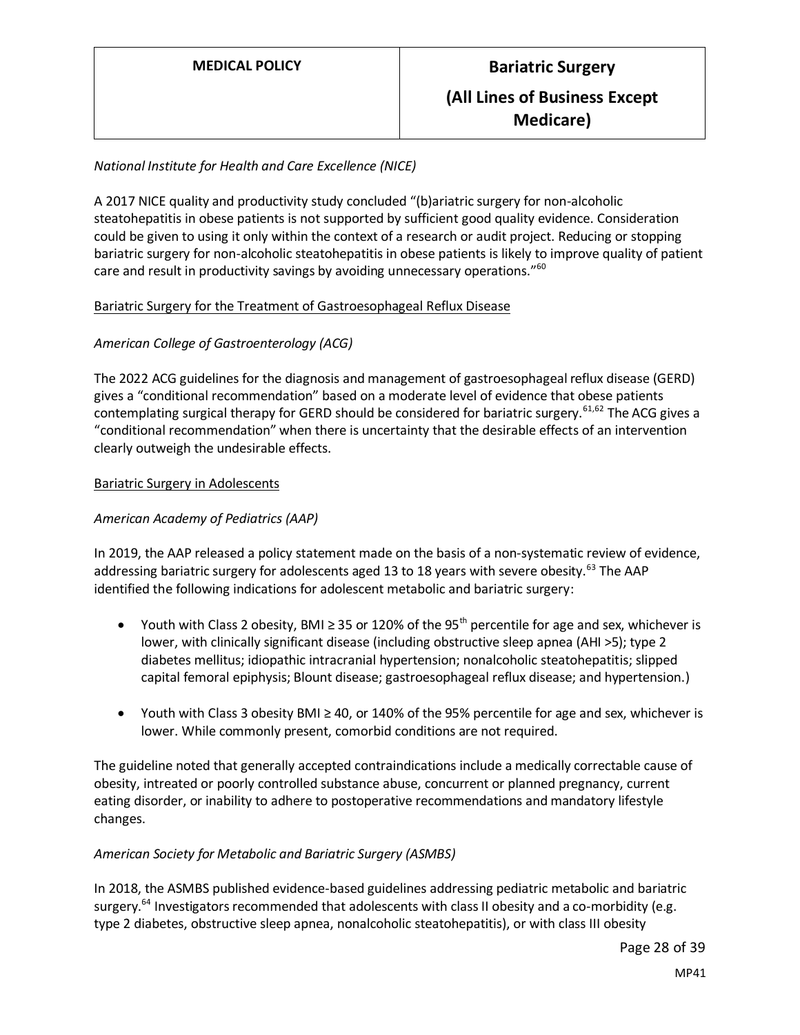*National Institute for Health and Care Excellence (NICE)*

A 2017 NICE quality and productivity study concluded "(b)ariatric surgery for non-alcoholic steatohepatitis in obese patients is not supported by sufficient good quality evidence. Consideration could be given to using it only within the context of a research or audit project. Reducing or stopping bariatric surgery for non-alcoholic steatohepatitis in obese patients is likely to improve quality of patient care and result in productivity savings by avoiding unnecessary operations."[60]

Bariatric Surgery for the Treatment of Gastroesophageal Reflux Disease

*American College of Gastroenterology (ACG)*

The 2022 ACG guidelines for the diagnosis and management of gastroesophageal reflux disease (GERD) gives a "conditional recommendation" based on a moderate level of evidence that obese patients contemplating surgical therapy for GERD should be considered for bariatric surgery.[61,62] The ACG gives a "conditional recommendation" when there is uncertainty that the desirable effects of an intervention clearly outweigh the undesirable effects.

Bariatric Surgery in Adolescents

*American Academy of Pediatrics (AAP)*

In 2019, the AAP released a policy statement made on the basis of a non-systematic review of evidence, addressing bariatric surgery for adolescents aged 13 to 18 years with severe obesity.[63] The AAP identified the following indications for adolescent metabolic and bariatric surgery:

- Youth with Class 2 obesity, BMI ≥ 35 or 120% of the 95th percentile for age and sex, whichever is lower, with clinically significant disease (including obstructive sleep apnea (AHI >5); type 2 diabetes mellitus; idiopathic intracranial hypertension; nonalcoholic steatohepatitis; slipped capital femoral epiphysis; Blount disease; gastroesophageal reflux disease; and hypertension.)
- Youth with Class 3 obesity BMI ≥ 40, or 140% of the 95% percentile for age and sex, whichever is lower. While commonly present, comorbid conditions are not required.

The guideline noted that generally accepted contraindications include a medically correctable cause of obesity, intreated or poorly controlled substance abuse, concurrent or planned pregnancy, current eating disorder, or inability to adhere to postoperative recommendations and mandatory lifestyle changes.

*American Society for Metabolic and Bariatric Surgery (ASMBS)*

In 2018, the ASMBS published evidence-based guidelines addressing pediatric metabolic and bariatric surgery.[64] Investigators recommended that adolescents with class II obesity and a co-morbidity (e.g. type 2 diabetes, obstructive sleep apnea, nonalcoholic steatohepatitis), or with class III obesity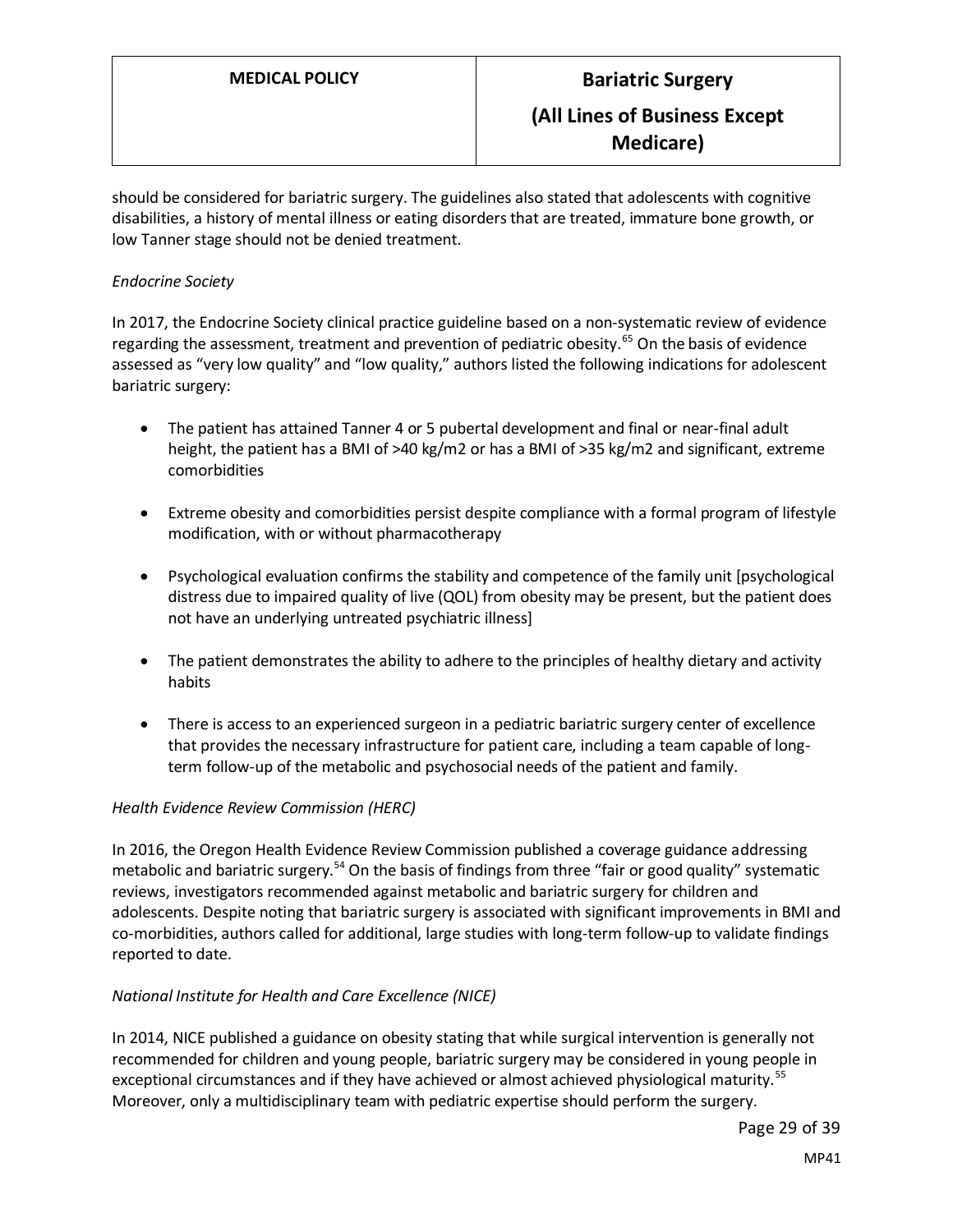should be considered for bariatric surgery. The guidelines also stated that adolescents with cognitive disabilities, a history of mental illness or eating disorders that are treated, immature bone growth, or low Tanner stage should not be denied treatment.

*Endocrine Society*

In 2017, the Endocrine Society clinical practice guideline based on a non-systematic review of evidence regarding the assessment, treatment and prevention of pediatric obesity.[65] On the basis of evidence assessed as "very low quality" and "low quality," authors listed the following indications for adolescent bariatric surgery:

- The patient has attained Tanner 4 or 5 pubertal development and final or near-final adult height, the patient has a BMI of >40 kg/m2 or has a BMI of >35 kg/m2 and significant, extreme comorbidities
- Extreme obesity and comorbidities persist despite compliance with a formal program of lifestyle modification, with or without pharmacotherapy
- Psychological evaluation confirms the stability and competence of the family unit [psychological distress due to impaired quality of live (QOL) from obesity may be present, but the patient does not have an underlying untreated psychiatric illness]
- The patient demonstrates the ability to adhere to the principles of healthy dietary and activity habits
- There is access to an experienced surgeon in a pediatric bariatric surgery center of excellence that provides the necessary infrastructure for patient care, including a team capable of long-term follow-up of the metabolic and psychosocial needs of the patient and family.

*Health Evidence Review Commission (HERC)*

In 2016, the Oregon Health Evidence Review Commission published a coverage guidance addressing metabolic and bariatric surgery.[54] On the basis of findings from three "fair or good quality" systematic reviews, investigators recommended against metabolic and bariatric surgery for children and adolescents. Despite noting that bariatric surgery is associated with significant improvements in BMI and co-morbidities, authors called for additional, large studies with long-term follow-up to validate findings reported to date.

*National Institute for Health and Care Excellence (NICE)*

In 2014, NICE published a guidance on obesity stating that while surgical intervention is generally not recommended for children and young people, bariatric surgery may be considered in young people in exceptional circumstances and if they have achieved or almost achieved physiological maturity.[55] Moreover, only a multidisciplinary team with pediatric expertise should perform the surgery.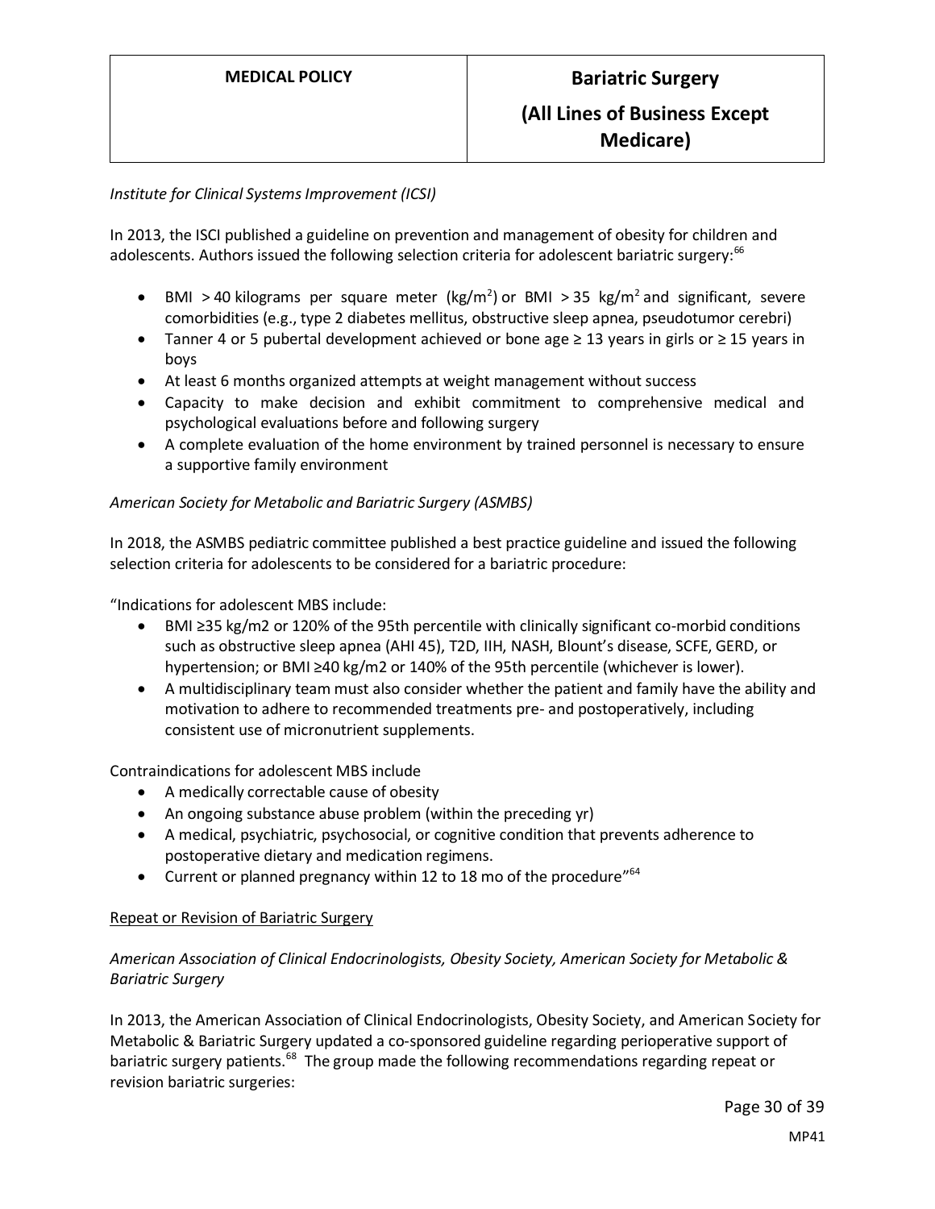*Institute for Clinical Systems Improvement (ICSI)*

In 2013, the ISCI published a guideline on prevention and management of obesity for children and adolescents. Authors issued the following selection criteria for adolescent bariatric surgery:[66]

- BMI > 40 kilograms per square meter ($kg/m^2$) or BMI > 35 $kg/m^2$ and significant, severe comorbidities (e.g., type 2 diabetes mellitus, obstructive sleep apnea, pseudotumor cerebri)
- Tanner 4 or 5 pubertal development achieved or bone age ≥ 13 years in girls or ≥ 15 years in boys
- At least 6 months organized attempts at weight management without success
- Capacity to make decision and exhibit commitment to comprehensive medical and psychological evaluations before and following surgery
- A complete evaluation of the home environment by trained personnel is necessary to ensure a supportive family environment

*American Society for Metabolic and Bariatric Surgery (ASMBS)*

In 2018, the ASMBS pediatric committee published a best practice guideline and issued the following selection criteria for adolescents to be considered for a bariatric procedure:

"Indications for adolescent MBS include:

- BMI ≥35 kg/m2 or 120% of the 95th percentile with clinically significant co-morbid conditions such as obstructive sleep apnea (AHI 45), T2D, IIH, NASH, Blount's disease, SCFE, GERD, or hypertension; or BMI ≥40 kg/m2 or 140% of the 95th percentile (whichever is lower).
- A multidisciplinary team must also consider whether the patient and family have the ability and motivation to adhere to recommended treatments pre- and postoperatively, including consistent use of micronutrient supplements.

Contraindications for adolescent MBS include

- A medically correctable cause of obesity
- An ongoing substance abuse problem (within the preceding yr)
- A medical, psychiatric, psychosocial, or cognitive condition that prevents adherence to postoperative dietary and medication regimens.
- Current or planned pregnancy within 12 to 18 mo of the procedure"[64]

<u>Repeat or Revision of Bariatric Surgery</u>

*American Association of Clinical Endocrinologists, Obesity Society, American Society for Metabolic & Bariatric Surgery*

In 2013, the American Association of Clinical Endocrinologists, Obesity Society, and American Society for Metabolic & Bariatric Surgery updated a co-sponsored guideline regarding perioperative support of bariatric surgery patients.[68] The group made the following recommendations regarding repeat or revision bariatric surgeries: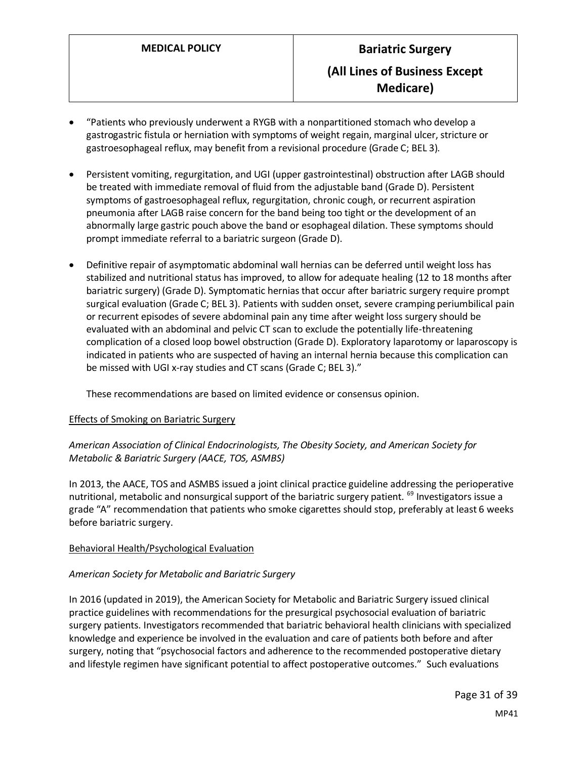- "Patients who previously underwent a RYGB with a nonpartitioned stomach who develop a gastrogastric fistula or herniation with symptoms of weight regain, marginal ulcer, stricture or gastroesophageal reflux, may benefit from a revisional procedure (Grade C; BEL 3).

- Persistent vomiting, regurgitation, and UGI (upper gastrointestinal) obstruction after LAGB should be treated with immediate removal of fluid from the adjustable band (Grade D). Persistent symptoms of gastroesophageal reflux, regurgitation, chronic cough, or recurrent aspiration pneumonia after LAGB raise concern for the band being too tight or the development of an abnormally large gastric pouch above the band or esophageal dilation. These symptoms should prompt immediate referral to a bariatric surgeon (Grade D).

- Definitive repair of asymptomatic abdominal wall hernias can be deferred until weight loss has stabilized and nutritional status has improved, to allow for adequate healing (12 to 18 months after bariatric surgery) (Grade D). Symptomatic hernias that occur after bariatric surgery require prompt surgical evaluation (Grade C; BEL 3). Patients with sudden onset, severe cramping periumbilical pain or recurrent episodes of severe abdominal pain any time after weight loss surgery should be evaluated with an abdominal and pelvic CT scan to exclude the potentially life-threatening complication of a closed loop bowel obstruction (Grade D). Exploratory laparotomy or laparoscopy is indicated in patients who are suspected of having an internal hernia because this complication can be missed with UGI x-ray studies and CT scans (Grade C; BEL 3)."

  These recommendations are based on limited evidence or consensus opinion.

Effects of Smoking on Bariatric Surgery

*American Association of Clinical Endocrinologists, The Obesity Society, and American Society for Metabolic & Bariatric Surgery (AACE, TOS, ASMBS)*

In 2013, the AACE, TOS and ASMBS issued a joint clinical practice guideline addressing the perioperative nutritional, metabolic and nonsurgical support of the bariatric surgery patient. [69] Investigators issue a grade "A" recommendation that patients who smoke cigarettes should stop, preferably at least 6 weeks before bariatric surgery.

Behavioral Health/Psychological Evaluation

*American Society for Metabolic and Bariatric Surgery*

In 2016 (updated in 2019), the American Society for Metabolic and Bariatric Surgery issued clinical practice guidelines with recommendations for the presurgical psychosocial evaluation of bariatric surgery patients. Investigators recommended that bariatric behavioral health clinicians with specialized knowledge and experience be involved in the evaluation and care of patients both before and after surgery, noting that "psychosocial factors and adherence to the recommended postoperative dietary and lifestyle regimen have significant potential to affect postoperative outcomes." Such evaluations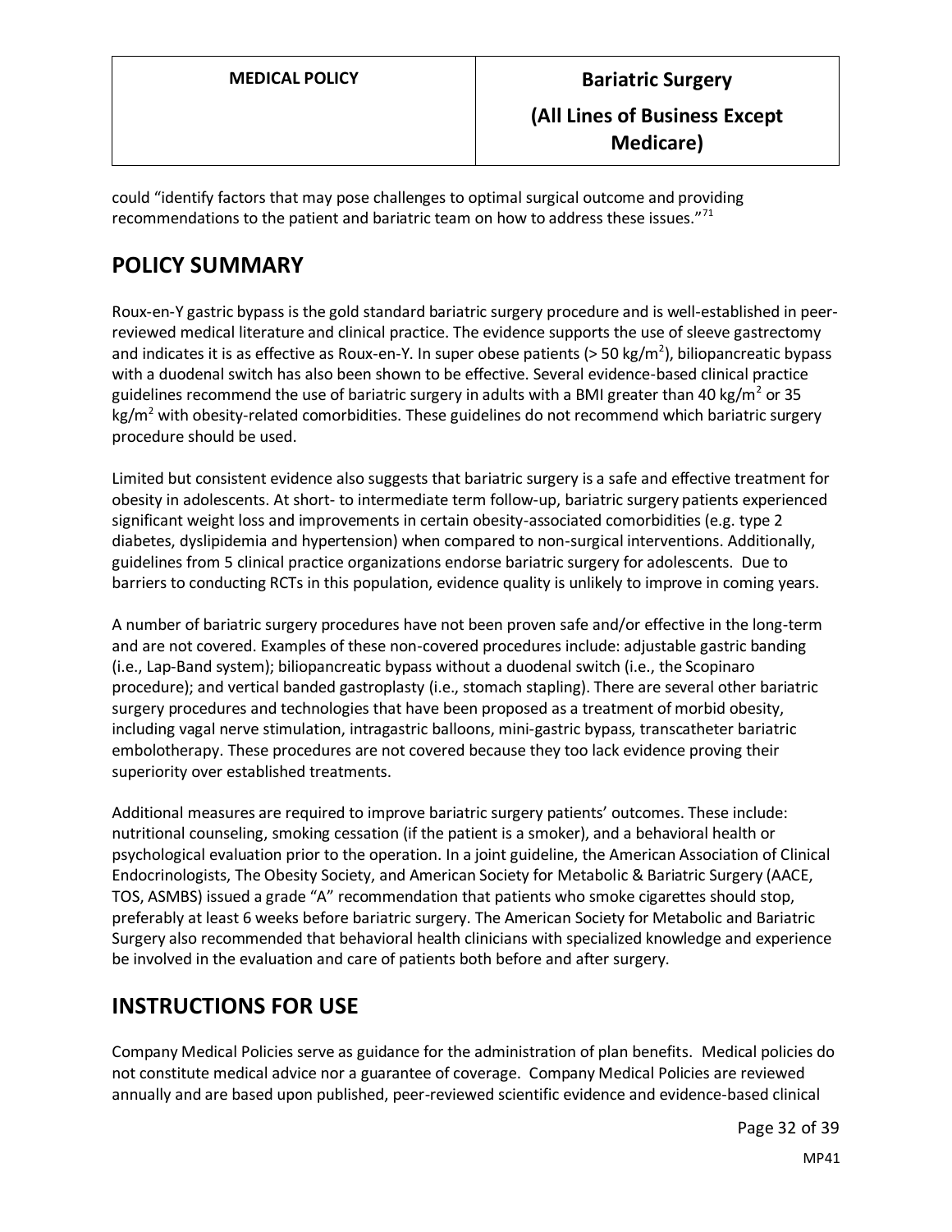could "identify factors that may pose challenges to optimal surgical outcome and providing recommendations to the patient and bariatric team on how to address these issues."[71]

## POLICY SUMMARY

Roux-en-Y gastric bypass is the gold standard bariatric surgery procedure and is well-established in peer-reviewed medical literature and clinical practice. The evidence supports the use of sleeve gastrectomy and indicates it is as effective as Roux-en-Y. In super obese patients (> 50 kg/m$^2$), biliopancreatic bypass with a duodenal switch has also been shown to be effective. Several evidence-based clinical practice guidelines recommend the use of bariatric surgery in adults with a BMI greater than 40 kg/m$^2$ or 35 kg/m$^2$ with obesity-related comorbidities. These guidelines do not recommend which bariatric surgery procedure should be used.

Limited but consistent evidence also suggests that bariatric surgery is a safe and effective treatment for obesity in adolescents. At short- to intermediate term follow-up, bariatric surgery patients experienced significant weight loss and improvements in certain obesity-associated comorbidities (e.g. type 2 diabetes, dyslipidemia and hypertension) when compared to non-surgical interventions. Additionally, guidelines from 5 clinical practice organizations endorse bariatric surgery for adolescents. Due to barriers to conducting RCTs in this population, evidence quality is unlikely to improve in coming years.

A number of bariatric surgery procedures have not been proven safe and/or effective in the long-term and are not covered. Examples of these non-covered procedures include: adjustable gastric banding (i.e., Lap-Band system); biliopancreatic bypass without a duodenal switch (i.e., the Scopinaro procedure); and vertical banded gastroplasty (i.e., stomach stapling). There are several other bariatric surgery procedures and technologies that have been proposed as a treatment of morbid obesity, including vagal nerve stimulation, intragastric balloons, mini-gastric bypass, transcatheter bariatric embolotherapy. These procedures are not covered because they too lack evidence proving their superiority over established treatments.

Additional measures are required to improve bariatric surgery patients' outcomes. These include: nutritional counseling, smoking cessation (if the patient is a smoker), and a behavioral health or psychological evaluation prior to the operation. In a joint guideline, the American Association of Clinical Endocrinologists, The Obesity Society, and American Society for Metabolic & Bariatric Surgery (AACE, TOS, ASMBS) issued a grade "A" recommendation that patients who smoke cigarettes should stop, preferably at least 6 weeks before bariatric surgery. The American Society for Metabolic and Bariatric Surgery also recommended that behavioral health clinicians with specialized knowledge and experience be involved in the evaluation and care of patients both before and after surgery.

## INSTRUCTIONS FOR USE

Company Medical Policies serve as guidance for the administration of plan benefits. Medical policies do not constitute medical advice nor a guarantee of coverage. Company Medical Policies are reviewed annually and are based upon published, peer-reviewed scientific evidence and evidence-based clinical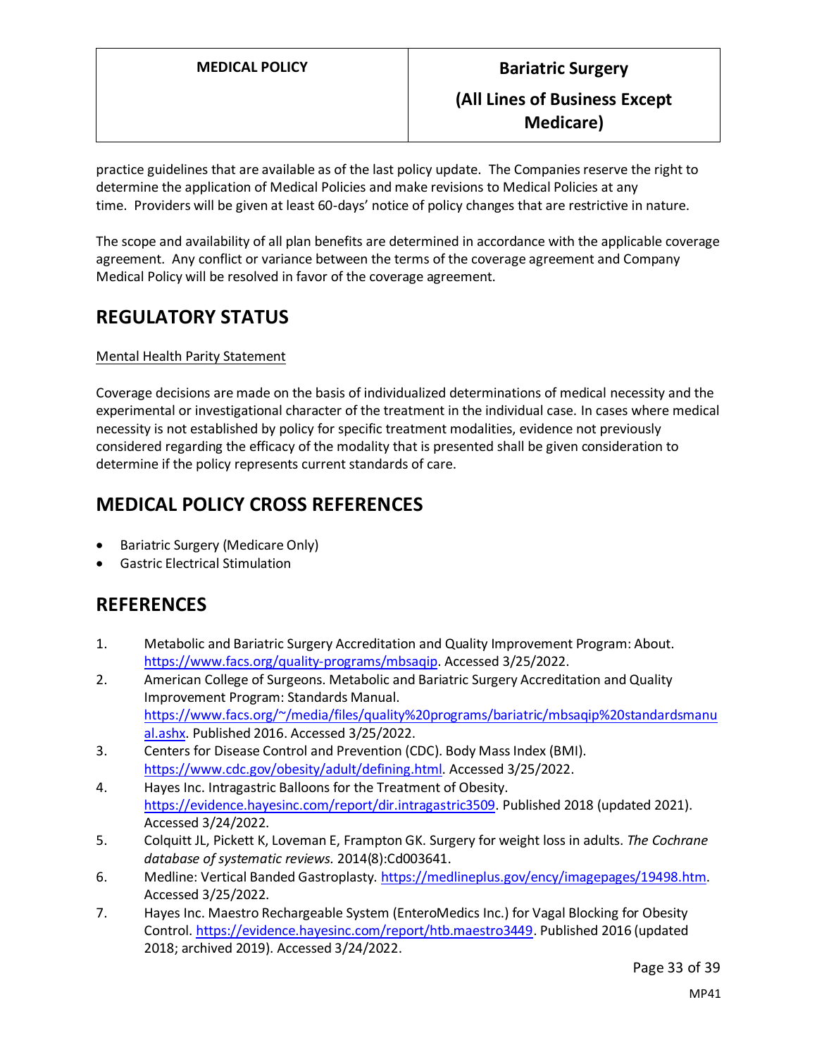practice guidelines that are available as of the last policy update. The Companies reserve the right to determine the application of Medical Policies and make revisions to Medical Policies at any time. Providers will be given at least 60-days' notice of policy changes that are restrictive in nature.

The scope and availability of all plan benefits are determined in accordance with the applicable coverage agreement. Any conflict or variance between the terms of the coverage agreement and Company Medical Policy will be resolved in favor of the coverage agreement.

## REGULATORY STATUS

Mental Health Parity Statement

Coverage decisions are made on the basis of individualized determinations of medical necessity and the experimental or investigational character of the treatment in the individual case. In cases where medical necessity is not established by policy for specific treatment modalities, evidence not previously considered regarding the efficacy of the modality that is presented shall be given consideration to determine if the policy represents current standards of care.

## MEDICAL POLICY CROSS REFERENCES

- Bariatric Surgery (Medicare Only)
- Gastric Electrical Stimulation

## REFERENCES

1. Metabolic and Bariatric Surgery Accreditation and Quality Improvement Program: About. https://www.facs.org/quality-programs/mbsaqip. Accessed 3/25/2022.
2. American College of Surgeons. Metabolic and Bariatric Surgery Accreditation and Quality Improvement Program: Standards Manual. https://www.facs.org/~/media/files/quality%20programs/bariatric/mbsaqip%20standardsmanual.ashx. Published 2016. Accessed 3/25/2022.
3. Centers for Disease Control and Prevention (CDC). Body Mass Index (BMI). https://www.cdc.gov/obesity/adult/defining.html. Accessed 3/25/2022.
4. Hayes Inc. Intragastric Balloons for the Treatment of Obesity. https://evidence.hayesinc.com/report/dir.intragastric3509. Published 2018 (updated 2021). Accessed 3/24/2022.
5. Colquitt JL, Pickett K, Loveman E, Frampton GK. Surgery for weight loss in adults. *The Cochrane database of systematic reviews.* 2014(8):Cd003641.
6. Medline: Vertical Banded Gastroplasty. https://medlineplus.gov/ency/imagepages/19498.htm. Accessed 3/25/2022.
7. Hayes Inc. Maestro Rechargeable System (EnteroMedics Inc.) for Vagal Blocking for Obesity Control. https://evidence.hayesinc.com/report/htb.maestro3449. Published 2016 (updated 2018; archived 2019). Accessed 3/24/2022.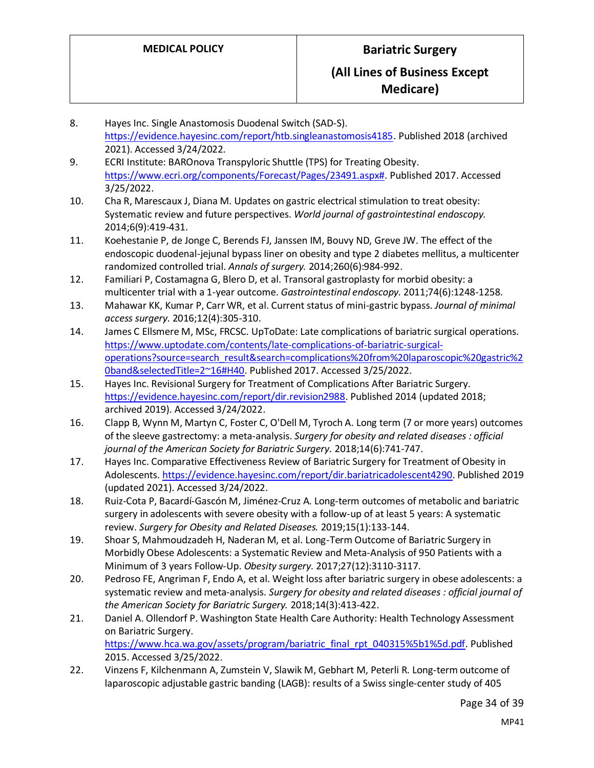8. Hayes Inc. Single Anastomosis Duodenal Switch (SAD-S). https://evidence.hayesinc.com/report/htb.singleanastomosis4185. Published 2018 (archived 2021). Accessed 3/24/2022.
9. ECRI Institute: BAROnova Transpyloric Shuttle (TPS) for Treating Obesity. https://www.ecri.org/components/Forecast/Pages/23491.aspx#. Published 2017. Accessed 3/25/2022.
10. Cha R, Marescaux J, Diana M. Updates on gastric electrical stimulation to treat obesity: Systematic review and future perspectives. *World journal of gastrointestinal endoscopy.* 2014;6(9):419-431.
11. Koehestanie P, de Jonge C, Berends FJ, Janssen IM, Bouvy ND, Greve JW. The effect of the endoscopic duodenal-jejunal bypass liner on obesity and type 2 diabetes mellitus, a multicenter randomized controlled trial. *Annals of surgery.* 2014;260(6):984-992.
12. Familiari P, Costamagna G, Blero D, et al. Transoral gastroplasty for morbid obesity: a multicenter trial with a 1-year outcome. *Gastrointestinal endoscopy.* 2011;74(6):1248-1258.
13. Mahawar KK, Kumar P, Carr WR, et al. Current status of mini-gastric bypass. *Journal of minimal access surgery.* 2016;12(4):305-310.
14. James C Ellsmere M, MSc, FRCSC. UpToDate: Late complications of bariatric surgical operations. https://www.uptodate.com/contents/late-complications-of-bariatric-surgical-operations?source=search_result&search=complications%20from%20laparoscopic%20gastric%20band&selectedTitle=2~16#H40. Published 2017. Accessed 3/25/2022.
15. Hayes Inc. Revisional Surgery for Treatment of Complications After Bariatric Surgery. https://evidence.hayesinc.com/report/dir.revision2988. Published 2014 (updated 2018; archived 2019). Accessed 3/24/2022.
16. Clapp B, Wynn M, Martyn C, Foster C, O'Dell M, Tyroch A. Long term (7 or more years) outcomes of the sleeve gastrectomy: a meta-analysis. *Surgery for obesity and related diseases : official journal of the American Society for Bariatric Surgery.* 2018;14(6):741-747.
17. Hayes Inc. Comparative Effectiveness Review of Bariatric Surgery for Treatment of Obesity in Adolescents. https://evidence.hayesinc.com/report/dir.bariatricadolescent4290. Published 2019 (updated 2021). Accessed 3/24/2022.
18. Ruiz-Cota P, Bacardí-Gascón M, Jiménez-Cruz A. Long-term outcomes of metabolic and bariatric surgery in adolescents with severe obesity with a follow-up of at least 5 years: A systematic review. *Surgery for Obesity and Related Diseases.* 2019;15(1):133-144.
19. Shoar S, Mahmoudzadeh H, Naderan M, et al. Long-Term Outcome of Bariatric Surgery in Morbidly Obese Adolescents: a Systematic Review and Meta-Analysis of 950 Patients with a Minimum of 3 years Follow-Up. *Obesity surgery.* 2017;27(12):3110-3117.
20. Pedroso FE, Angriman F, Endo A, et al. Weight loss after bariatric surgery in obese adolescents: a systematic review and meta-analysis. *Surgery for obesity and related diseases : official journal of the American Society for Bariatric Surgery.* 2018;14(3):413-422.
21. Daniel A. Ollendorf P. Washington State Health Care Authority: Health Technology Assessment on Bariatric Surgery. https://www.hca.wa.gov/assets/program/bariatric_final_rpt_040315%5b1%5d.pdf. Published 2015. Accessed 3/25/2022.
22. Vinzens F, Kilchenmann A, Zumstein V, Slawik M, Gebhart M, Peterli R. Long-term outcome of laparoscopic adjustable gastric banding (LAGB): results of a Swiss single-center study of 405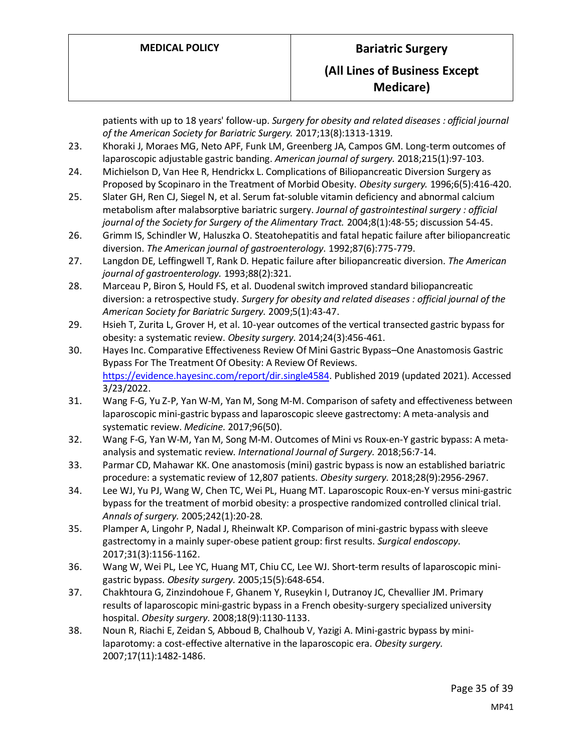patients with up to 18 years' follow-up. *Surgery for obesity and related diseases : official journal of the American Society for Bariatric Surgery.* 2017;13(8):1313-1319.

23. Khoraki J, Moraes MG, Neto APF, Funk LM, Greenberg JA, Campos GM. Long-term outcomes of laparoscopic adjustable gastric banding. *American journal of surgery.* 2018;215(1):97-103.
24. Michielson D, Van Hee R, Hendrickx L. Complications of Biliopancreatic Diversion Surgery as Proposed by Scopinaro in the Treatment of Morbid Obesity. *Obesity surgery.* 1996;6(5):416-420.
25. Slater GH, Ren CJ, Siegel N, et al. Serum fat-soluble vitamin deficiency and abnormal calcium metabolism after malabsorptive bariatric surgery. *Journal of gastrointestinal surgery : official journal of the Society for Surgery of the Alimentary Tract.* 2004;8(1):48-55; discussion 54-45.
26. Grimm IS, Schindler W, Haluszka O. Steatohepatitis and fatal hepatic failure after biliopancreatic diversion. *The American journal of gastroenterology.* 1992;87(6):775-779.
27. Langdon DE, Leffingwell T, Rank D. Hepatic failure after biliopancreatic diversion. *The American journal of gastroenterology.* 1993;88(2):321.
28. Marceau P, Biron S, Hould FS, et al. Duodenal switch improved standard biliopancreatic diversion: a retrospective study. *Surgery for obesity and related diseases : official journal of the American Society for Bariatric Surgery.* 2009;5(1):43-47.
29. Hsieh T, Zurita L, Grover H, et al. 10-year outcomes of the vertical transected gastric bypass for obesity: a systematic review. *Obesity surgery.* 2014;24(3):456-461.
30. Hayes Inc. Comparative Effectiveness Review Of Mini Gastric Bypass–One Anastomosis Gastric Bypass For The Treatment Of Obesity: A Review Of Reviews. https://evidence.hayesinc.com/report/dir.single4584. Published 2019 (updated 2021). Accessed 3/23/2022.
31. Wang F-G, Yu Z-P, Yan W-M, Yan M, Song M-M. Comparison of safety and effectiveness between laparoscopic mini-gastric bypass and laparoscopic sleeve gastrectomy: A meta-analysis and systematic review. *Medicine.* 2017;96(50).
32. Wang F-G, Yan W-M, Yan M, Song M-M. Outcomes of Mini vs Roux-en-Y gastric bypass: A meta-analysis and systematic review. *International Journal of Surgery.* 2018;56:7-14.
33. Parmar CD, Mahawar KK. One anastomosis (mini) gastric bypass is now an established bariatric procedure: a systematic review of 12,807 patients. *Obesity surgery.* 2018;28(9):2956-2967.
34. Lee WJ, Yu PJ, Wang W, Chen TC, Wei PL, Huang MT. Laparoscopic Roux-en-Y versus mini-gastric bypass for the treatment of morbid obesity: a prospective randomized controlled clinical trial. *Annals of surgery.* 2005;242(1):20-28.
35. Plamper A, Lingohr P, Nadal J, Rheinwalt KP. Comparison of mini-gastric bypass with sleeve gastrectomy in a mainly super-obese patient group: first results. *Surgical endoscopy.* 2017;31(3):1156-1162.
36. Wang W, Wei PL, Lee YC, Huang MT, Chiu CC, Lee WJ. Short-term results of laparoscopic mini-gastric bypass. *Obesity surgery.* 2005;15(5):648-654.
37. Chakhtoura G, Zinzindohoue F, Ghanem Y, Ruseykin I, Dutranoy JC, Chevallier JM. Primary results of laparoscopic mini-gastric bypass in a French obesity-surgery specialized university hospital. *Obesity surgery.* 2008;18(9):1130-1133.
38. Noun R, Riachi E, Zeidan S, Abboud B, Chalhoub V, Yazigi A. Mini-gastric bypass by mini-laparotomy: a cost-effective alternative in the laparoscopic era. *Obesity surgery.* 2007;17(11):1482-1486.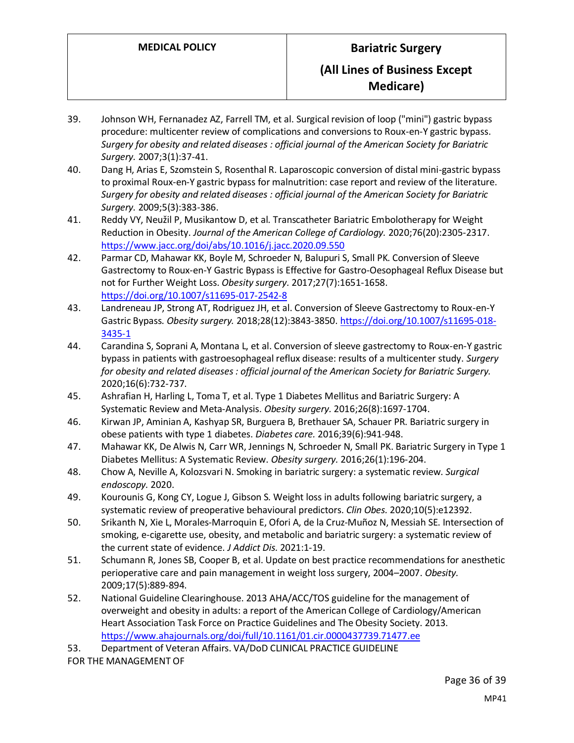39. Johnson WH, Fernanadez AZ, Farrell TM, et al. Surgical revision of loop ("mini") gastric bypass procedure: multicenter review of complications and conversions to Roux-en-Y gastric bypass. *Surgery for obesity and related diseases : official journal of the American Society for Bariatric Surgery.* 2007;3(1):37-41.
40. Dang H, Arias E, Szomstein S, Rosenthal R. Laparoscopic conversion of distal mini-gastric bypass to proximal Roux-en-Y gastric bypass for malnutrition: case report and review of the literature. *Surgery for obesity and related diseases : official journal of the American Society for Bariatric Surgery.* 2009;5(3):383-386.
41. Reddy VY, Neužil P, Musikantow D, et al. Transcatheter Bariatric Embolotherapy for Weight Reduction in Obesity. *Journal of the American College of Cardiology.* 2020;76(20):2305-2317. https://www.jacc.org/doi/abs/10.1016/j.jacc.2020.09.550
42. Parmar CD, Mahawar KK, Boyle M, Schroeder N, Balupuri S, Small PK. Conversion of Sleeve Gastrectomy to Roux-en-Y Gastric Bypass is Effective for Gastro-Oesophageal Reflux Disease but not for Further Weight Loss. *Obesity surgery.* 2017;27(7):1651-1658. https://doi.org/10.1007/s11695-017-2542-8
43. Landreneau JP, Strong AT, Rodriguez JH, et al. Conversion of Sleeve Gastrectomy to Roux-en-Y Gastric Bypass. *Obesity surgery.* 2018;28(12):3843-3850. https://doi.org/10.1007/s11695-018-3435-1
44. Carandina S, Soprani A, Montana L, et al. Conversion of sleeve gastrectomy to Roux-en-Y gastric bypass in patients with gastroesophageal reflux disease: results of a multicenter study. *Surgery for obesity and related diseases : official journal of the American Society for Bariatric Surgery.* 2020;16(6):732-737.
45. Ashrafian H, Harling L, Toma T, et al. Type 1 Diabetes Mellitus and Bariatric Surgery: A Systematic Review and Meta-Analysis. *Obesity surgery.* 2016;26(8):1697-1704.
46. Kirwan JP, Aminian A, Kashyap SR, Burguera B, Brethauer SA, Schauer PR. Bariatric surgery in obese patients with type 1 diabetes. *Diabetes care.* 2016;39(6):941-948.
47. Mahawar KK, De Alwis N, Carr WR, Jennings N, Schroeder N, Small PK. Bariatric Surgery in Type 1 Diabetes Mellitus: A Systematic Review. *Obesity surgery.* 2016;26(1):196-204.
48. Chow A, Neville A, Kolozsvari N. Smoking in bariatric surgery: a systematic review. *Surgical endoscopy.* 2020.
49. Kourounis G, Kong CY, Logue J, Gibson S. Weight loss in adults following bariatric surgery, a systematic review of preoperative behavioural predictors. *Clin Obes.* 2020;10(5):e12392.
50. Srikanth N, Xie L, Morales-Marroquin E, Ofori A, de la Cruz-Muñoz N, Messiah SE. Intersection of smoking, e-cigarette use, obesity, and metabolic and bariatric surgery: a systematic review of the current state of evidence. *J Addict Dis.* 2021:1-19.
51. Schumann R, Jones SB, Cooper B, et al. Update on best practice recommendations for anesthetic perioperative care and pain management in weight loss surgery, 2004–2007. *Obesity.* 2009;17(5):889-894.
52. National Guideline Clearinghouse. 2013 AHA/ACC/TOS guideline for the management of overweight and obesity in adults: a report of the American College of Cardiology/American Heart Association Task Force on Practice Guidelines and The Obesity Society. 2013. https://www.ahajournals.org/doi/full/10.1161/01.cir.0000437739.71477.ee
53. Department of Veteran Affairs. VA/DoD CLINICAL PRACTICE GUIDELINE FOR THE MANAGEMENT OF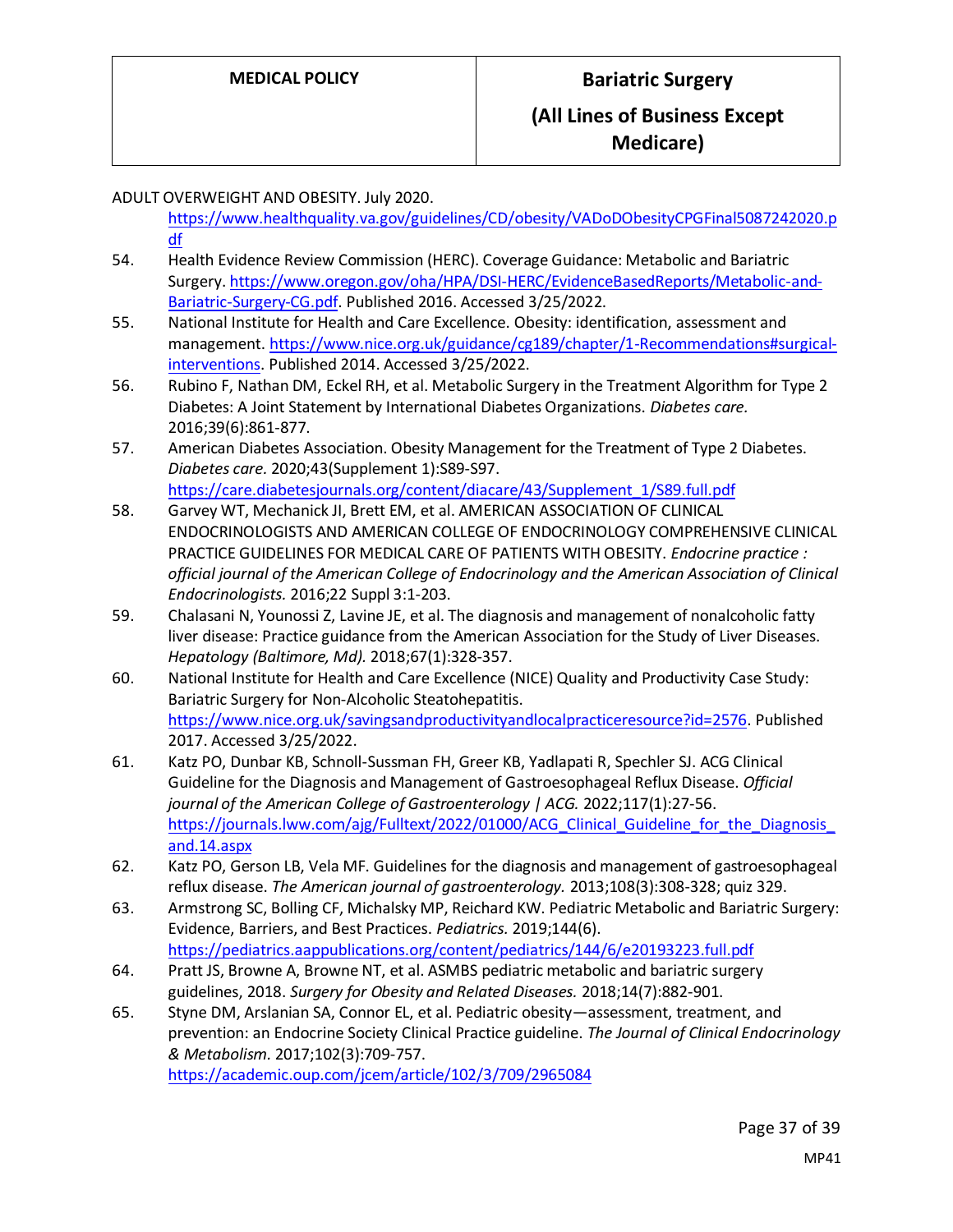ADULT OVERWEIGHT AND OBESITY. July 2020. https://www.healthquality.va.gov/guidelines/CD/obesity/VADoDObesityCPGFinal5087242020.pdf

54. Health Evidence Review Commission (HERC). Coverage Guidance: Metabolic and Bariatric Surgery. https://www.oregon.gov/oha/HPA/DSI-HERC/EvidenceBasedReports/Metabolic-and-Bariatric-Surgery-CG.pdf. Published 2016. Accessed 3/25/2022.
55. National Institute for Health and Care Excellence. Obesity: identification, assessment and management. https://www.nice.org.uk/guidance/cg189/chapter/1-Recommendations#surgical-interventions. Published 2014. Accessed 3/25/2022.
56. Rubino F, Nathan DM, Eckel RH, et al. Metabolic Surgery in the Treatment Algorithm for Type 2 Diabetes: A Joint Statement by International Diabetes Organizations. *Diabetes care.* 2016;39(6):861-877.
57. American Diabetes Association. Obesity Management for the Treatment of Type 2 Diabetes. *Diabetes care.* 2020;43(Supplement 1):S89-S97. https://care.diabetesjournals.org/content/diacare/43/Supplement_1/S89.full.pdf
58. Garvey WT, Mechanick JI, Brett EM, et al. AMERICAN ASSOCIATION OF CLINICAL ENDOCRINOLOGISTS AND AMERICAN COLLEGE OF ENDOCRINOLOGY COMPREHENSIVE CLINICAL PRACTICE GUIDELINES FOR MEDICAL CARE OF PATIENTS WITH OBESITY. *Endocrine practice : official journal of the American College of Endocrinology and the American Association of Clinical Endocrinologists.* 2016;22 Suppl 3:1-203.
59. Chalasani N, Younossi Z, Lavine JE, et al. The diagnosis and management of nonalcoholic fatty liver disease: Practice guidance from the American Association for the Study of Liver Diseases. *Hepatology (Baltimore, Md).* 2018;67(1):328-357.
60. National Institute for Health and Care Excellence (NICE) Quality and Productivity Case Study: Bariatric Surgery for Non-Alcoholic Steatohepatitis. https://www.nice.org.uk/savingsandproductivityandlocalpracticeresource?id=2576. Published 2017. Accessed 3/25/2022.
61. Katz PO, Dunbar KB, Schnoll-Sussman FH, Greer KB, Yadlapati R, Spechler SJ. ACG Clinical Guideline for the Diagnosis and Management of Gastroesophageal Reflux Disease. *Official journal of the American College of Gastroenterology | ACG.* 2022;117(1):27-56. https://journals.lww.com/ajg/Fulltext/2022/01000/ACG_Clinical_Guideline_for_the_Diagnosis_and.14.aspx
62. Katz PO, Gerson LB, Vela MF. Guidelines for the diagnosis and management of gastroesophageal reflux disease. *The American journal of gastroenterology.* 2013;108(3):308-328; quiz 329.
63. Armstrong SC, Bolling CF, Michalsky MP, Reichard KW. Pediatric Metabolic and Bariatric Surgery: Evidence, Barriers, and Best Practices. *Pediatrics.* 2019;144(6). https://pediatrics.aappublications.org/content/pediatrics/144/6/e20193223.full.pdf
64. Pratt JS, Browne A, Browne NT, et al. ASMBS pediatric metabolic and bariatric surgery guidelines, 2018. *Surgery for Obesity and Related Diseases.* 2018;14(7):882-901.
65. Styne DM, Arslanian SA, Connor EL, et al. Pediatric obesity—assessment, treatment, and prevention: an Endocrine Society Clinical Practice guideline. *The Journal of Clinical Endocrinology & Metabolism.* 2017;102(3):709-757. https://academic.oup.com/jcem/article/102/3/709/2965084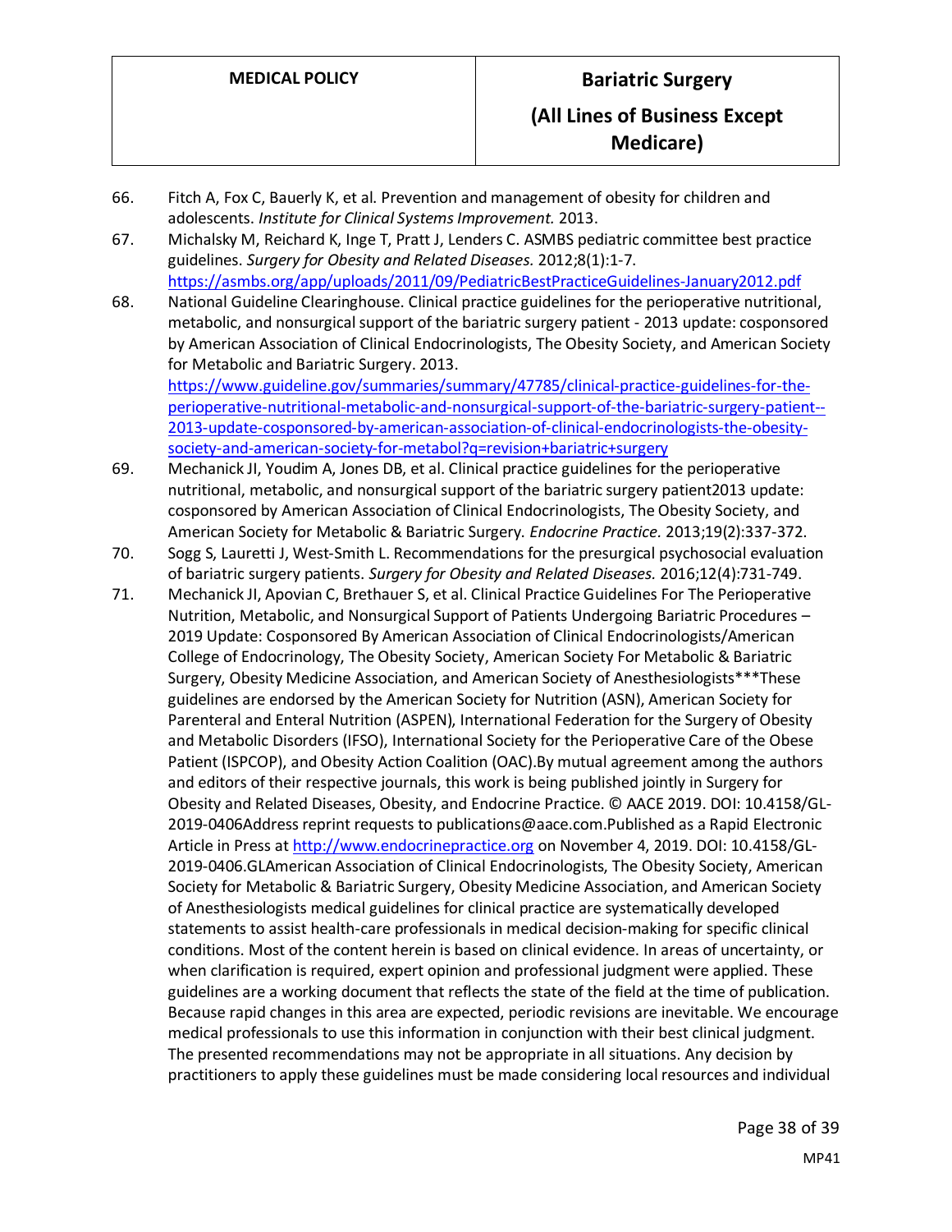66. Fitch A, Fox C, Bauerly K, et al. Prevention and management of obesity for children and adolescents. *Institute for Clinical Systems Improvement.* 2013.
67. Michalsky M, Reichard K, Inge T, Pratt J, Lenders C. ASMBS pediatric committee best practice guidelines. *Surgery for Obesity and Related Diseases.* 2012;8(1):1-7. https://asmbs.org/app/uploads/2011/09/PediatricBestPracticeGuidelines-January2012.pdf
68. National Guideline Clearinghouse. Clinical practice guidelines for the perioperative nutritional, metabolic, and nonsurgical support of the bariatric surgery patient - 2013 update: cosponsored by American Association of Clinical Endocrinologists, The Obesity Society, and American Society for Metabolic and Bariatric Surgery. 2013. https://www.guideline.gov/summaries/summary/47785/clinical-practice-guidelines-for-the-perioperative-nutritional-metabolic-and-nonsurgical-support-of-the-bariatric-surgery-patient--2013-update-cosponsored-by-american-association-of-clinical-endocrinologists-the-obesity-society-and-american-society-for-metabol?q=revision+bariatric+surgery
69. Mechanick JI, Youdim A, Jones DB, et al. Clinical practice guidelines for the perioperative nutritional, metabolic, and nonsurgical support of the bariatric surgery patient2013 update: cosponsored by American Association of Clinical Endocrinologists, The Obesity Society, and American Society for Metabolic & Bariatric Surgery. *Endocrine Practice.* 2013;19(2):337-372.
70. Sogg S, Lauretti J, West-Smith L. Recommendations for the presurgical psychosocial evaluation of bariatric surgery patients. *Surgery for Obesity and Related Diseases.* 2016;12(4):731-749.
71. Mechanick JI, Apovian C, Brethauer S, et al. Clinical Practice Guidelines For The Perioperative Nutrition, Metabolic, and Nonsurgical Support of Patients Undergoing Bariatric Procedures – 2019 Update: Cosponsored By American Association of Clinical Endocrinologists/American College of Endocrinology, The Obesity Society, American Society For Metabolic & Bariatric Surgery, Obesity Medicine Association, and American Society of Anesthesiologists***These guidelines are endorsed by the American Society for Nutrition (ASN), American Society for Parenteral and Enteral Nutrition (ASPEN), International Federation for the Surgery of Obesity and Metabolic Disorders (IFSO), International Society for the Perioperative Care of the Obese Patient (ISPCOP), and Obesity Action Coalition (OAC).By mutual agreement among the authors and editors of their respective journals, this work is being published jointly in Surgery for Obesity and Related Diseases, Obesity, and Endocrine Practice. © AACE 2019. DOI: 10.4158/GL-2019-0406Address reprint requests to publications@aace.com.Published as a Rapid Electronic Article in Press at http://www.endocrinepractice.org on November 4, 2019. DOI: 10.4158/GL-2019-0406.GLAmerican Association of Clinical Endocrinologists, The Obesity Society, American Society for Metabolic & Bariatric Surgery, Obesity Medicine Association, and American Society of Anesthesiologists medical guidelines for clinical practice are systematically developed statements to assist health-care professionals in medical decision-making for specific clinical conditions. Most of the content herein is based on clinical evidence. In areas of uncertainty, or when clarification is required, expert opinion and professional judgment were applied. These guidelines are a working document that reflects the state of the field at the time of publication. Because rapid changes in this area are expected, periodic revisions are inevitable. We encourage medical professionals to use this information in conjunction with their best clinical judgment. The presented recommendations may not be appropriate in all situations. Any decision by practitioners to apply these guidelines must be made considering local resources and individual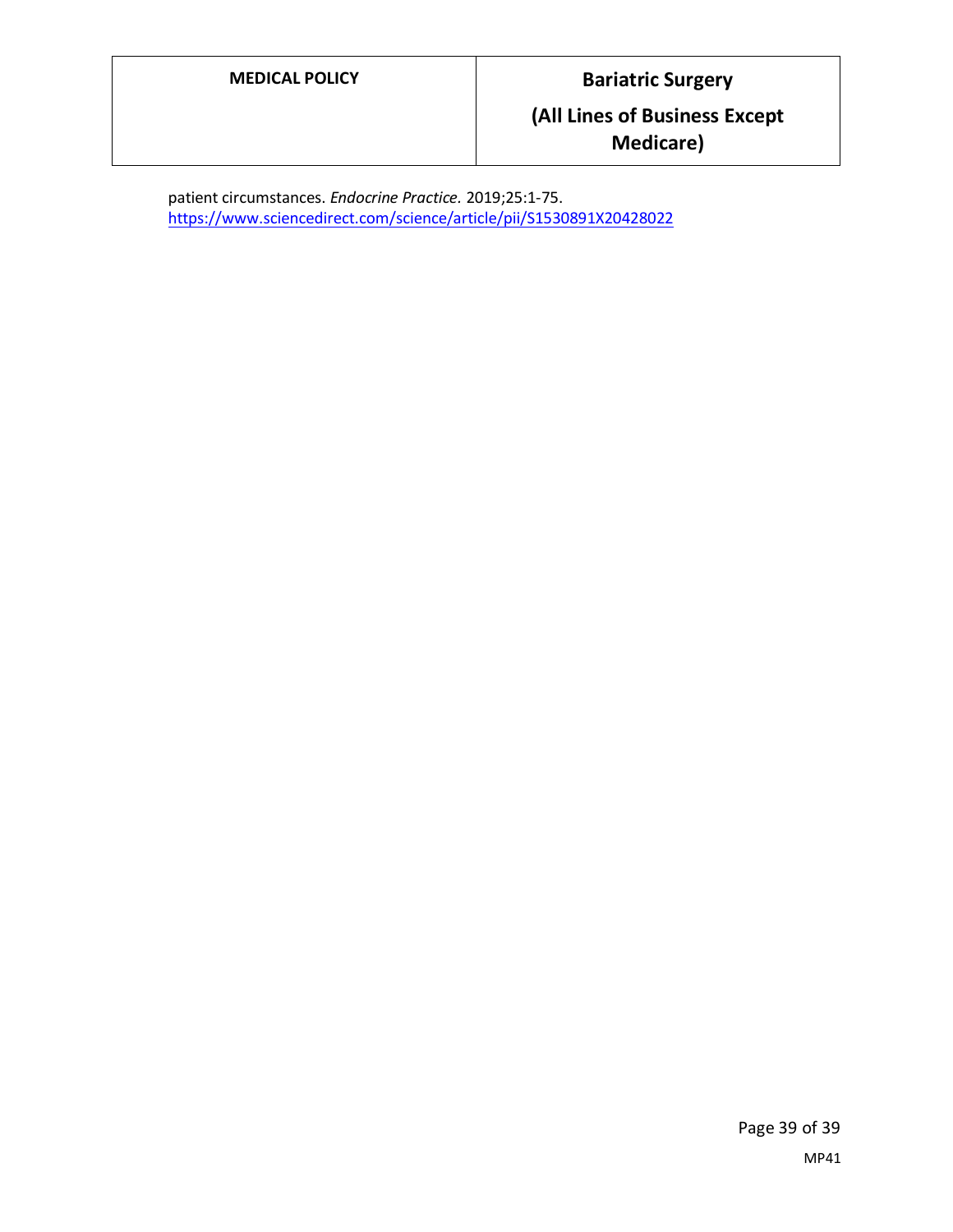patient circumstances. *Endocrine Practice.* 2019;25:1-75. https://www.sciencedirect.com/science/article/pii/S1530891X20428022